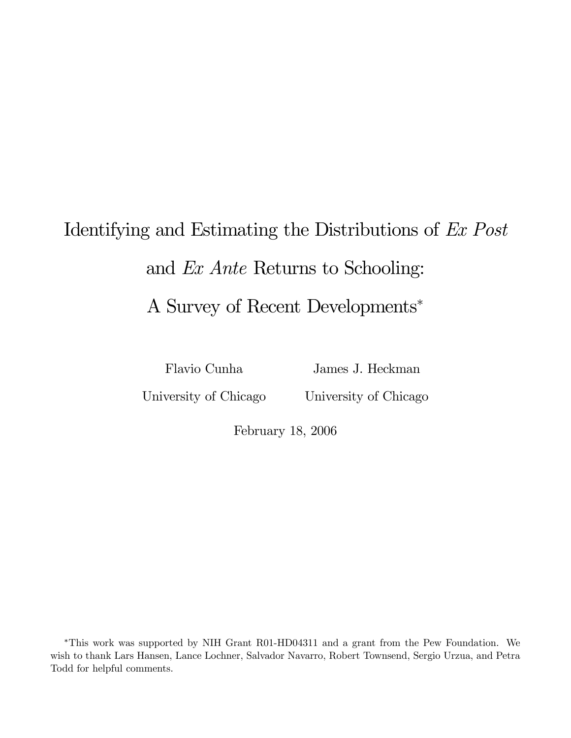# Identifying and Estimating the Distributions of *Ex Post* and *Ex Ante* Returns to Schooling: A Survey of Recent Developments*

Flavio Cunha
University of Chicago

James J. Heckman
University of Chicago

February 18, 2006

*This work was supported by NIH Grant R01-HD04311 and a grant from the Pew Foundation. We wish to thank Lars Hansen, Lance Lochner, Salvador Navarro, Robert Townsend, Sergio Urzua, and Petra Todd for helpful comments.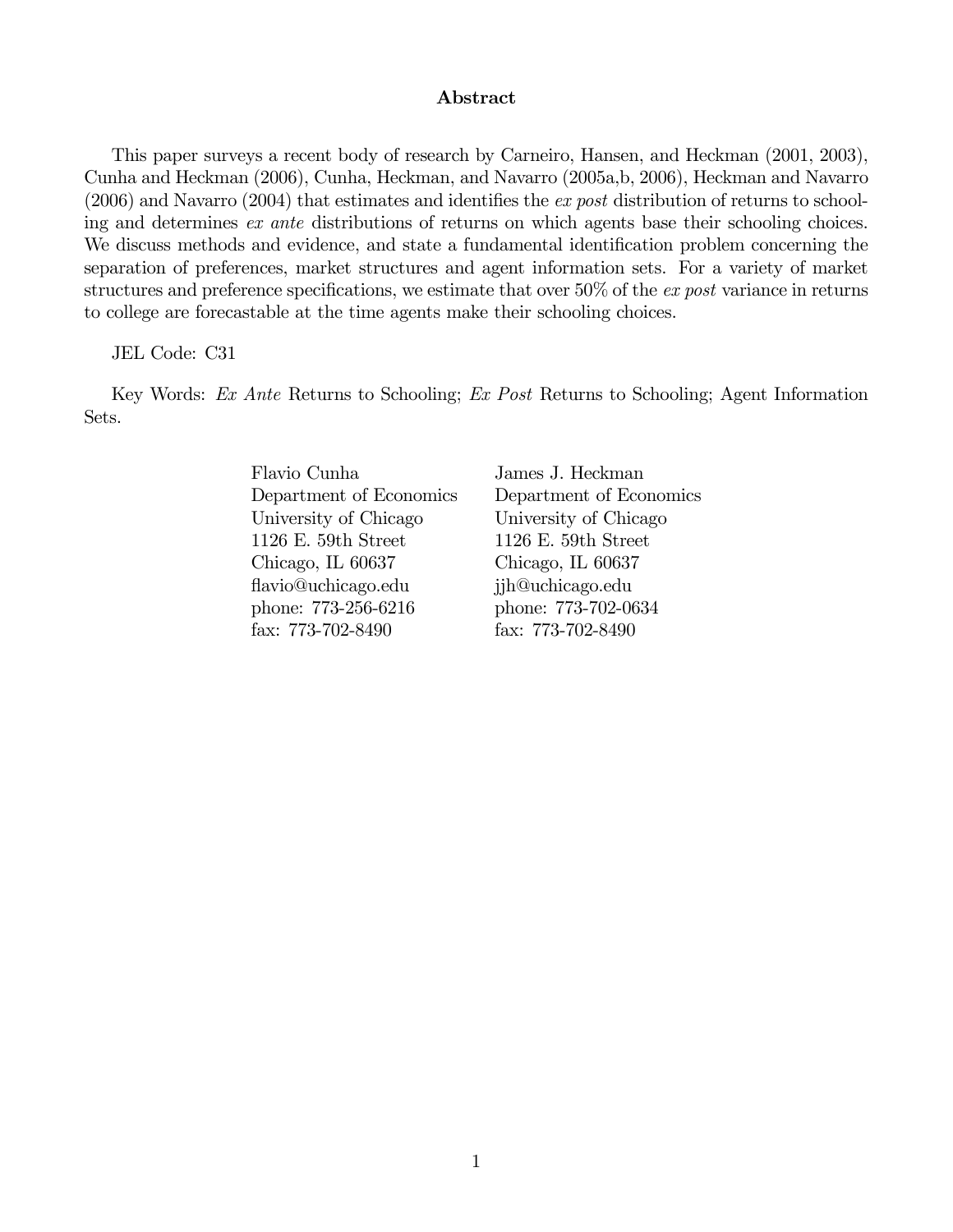**Abstract**

This paper surveys a recent body of research by Carneiro, Hansen, and Heckman (2001, 2003), Cunha and Heckman (2006), Cunha, Heckman, and Navarro (2005a,b, 2006), Heckman and Navarro (2006) and Navarro (2004) that estimates and identifies the *ex post* distribution of returns to schooling and determines *ex ante* distributions of returns on which agents base their schooling choices. We discuss methods and evidence, and state a fundamental identification problem concerning the separation of preferences, market structures and agent information sets. For a variety of market structures and preference specifications, we estimate that over 50% of the *ex post* variance in returns to college are forecastable at the time agents make their schooling choices.

JEL Code: C31

Key Words: *Ex Ante* Returns to Schooling; *Ex Post* Returns to Schooling; Agent Information Sets.

| | |
|---|---|
| Flavio Cunha | James J. Heckman |
| Department of Economics | Department of Economics |
| University of Chicago | University of Chicago |
| 1126 E. 59th Street | 1126 E. 59th Street |
| Chicago, IL 60637 | Chicago, IL 60637 |
| flavio@uchicago.edu | jjh@uchicago.edu |
| phone: 773-256-6216 | phone: 773-702-0634 |
| fax: 773-702-8490 | fax: 773-702-8490 |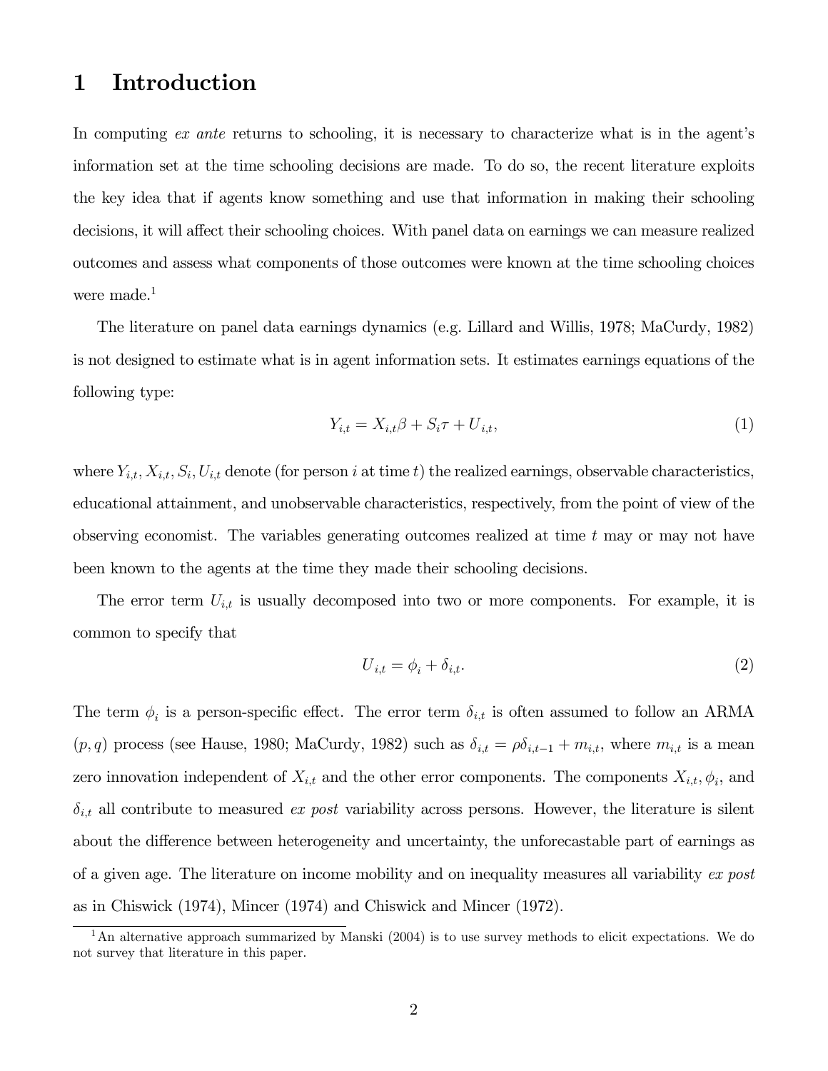# 1 Introduction

In computing *ex ante* returns to schooling, it is necessary to characterize what is in the agent's information set at the time schooling decisions are made. To do so, the recent literature exploits the key idea that if agents know something and use that information in making their schooling decisions, it will affect their schooling choices. With panel data on earnings we can measure realized outcomes and assess what components of those outcomes were known at the time schooling choices were made.[1]

The literature on panel data earnings dynamics (e.g. Lillard and Willis, 1978; MaCurdy, 1982) is not designed to estimate what is in agent information sets. It estimates earnings equations of the following type:

$$Y_{i,t} = X_{i,t}\beta + S_i\tau + U_{i,t}, \tag{1}$$

where $Y_{i,t}, X_{i,t}, S_i, U_{i,t}$ denote (for person $i$ at time $t$) the realized earnings, observable characteristics, educational attainment, and unobservable characteristics, respectively, from the point of view of the observing economist. The variables generating outcomes realized at time $t$ may or may not have been known to the agents at the time they made their schooling decisions.

The error term $U_{i,t}$ is usually decomposed into two or more components. For example, it is common to specify that

$$U_{i,t} = \phi_i + \delta_{i,t}. \tag{2}$$

The term $\phi_i$ is a person-specific effect. The error term $\delta_{i,t}$ is often assumed to follow an ARMA $(p, q)$ process (see Hause, 1980; MaCurdy, 1982) such as $\delta_{i,t} = \rho\delta_{i,t-1} + m_{i,t}$, where $m_{i,t}$ is a mean zero innovation independent of $X_{i,t}$ and the other error components. The components $X_{i,t}, \phi_i$, and $\delta_{i,t}$ all contribute to measured *ex post* variability across persons. However, the literature is silent about the difference between heterogeneity and uncertainty, the unforecastable part of earnings as of a given age. The literature on income mobility and on inequality measures all variability *ex post* as in Chiswick (1974), Mincer (1974) and Chiswick and Mincer (1972).

[1] An alternative approach summarized by Manski (2004) is to use survey methods to elicit expectations. We do not survey that literature in this paper.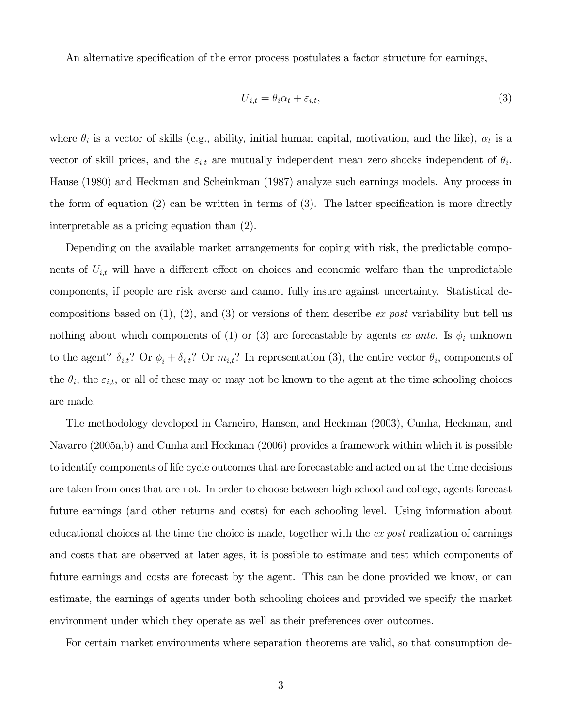An alternative specification of the error process postulates a factor structure for earnings,

$$U_{i,t} = \theta_i \alpha_t + \varepsilon_{i,t}, \tag{3}$$

where $\theta_i$ is a vector of skills (e.g., ability, initial human capital, motivation, and the like), $\alpha_t$ is a vector of skill prices, and the $\varepsilon_{i,t}$ are mutually independent mean zero shocks independent of $\theta_i$. Hause (1980) and Heckman and Scheinkman (1987) analyze such earnings models. Any process in the form of equation (2) can be written in terms of (3). The latter specification is more directly interpretable as a pricing equation than (2).

Depending on the available market arrangements for coping with risk, the predictable components of $U_{i,t}$ will have a different effect on choices and economic welfare than the unpredictable components, if people are risk averse and cannot fully insure against uncertainty. Statistical decompositions based on (1), (2), and (3) or versions of them describe *ex post* variability but tell us nothing about which components of (1) or (3) are forecastable by agents *ex ante*. Is $\phi_i$ unknown to the agent? $\delta_{i,t}$? Or $\phi_i + \delta_{i,t}$? Or $m_{i,t}$? In representation (3), the entire vector $\theta_i$, components of the $\theta_i$, the $\varepsilon_{i,t}$, or all of these may or may not be known to the agent at the time schooling choices are made.

The methodology developed in Carneiro, Hansen, and Heckman (2003), Cunha, Heckman, and Navarro (2005a,b) and Cunha and Heckman (2006) provides a framework within which it is possible to identify components of life cycle outcomes that are forecastable and acted on at the time decisions are taken from ones that are not. In order to choose between high school and college, agents forecast future earnings (and other returns and costs) for each schooling level. Using information about educational choices at the time the choice is made, together with the *ex post* realization of earnings and costs that are observed at later ages, it is possible to estimate and test which components of future earnings and costs are forecast by the agent. This can be done provided we know, or can estimate, the earnings of agents under both schooling choices and provided we specify the market environment under which they operate as well as their preferences over outcomes.

For certain market environments where separation theorems are valid, so that consumption de-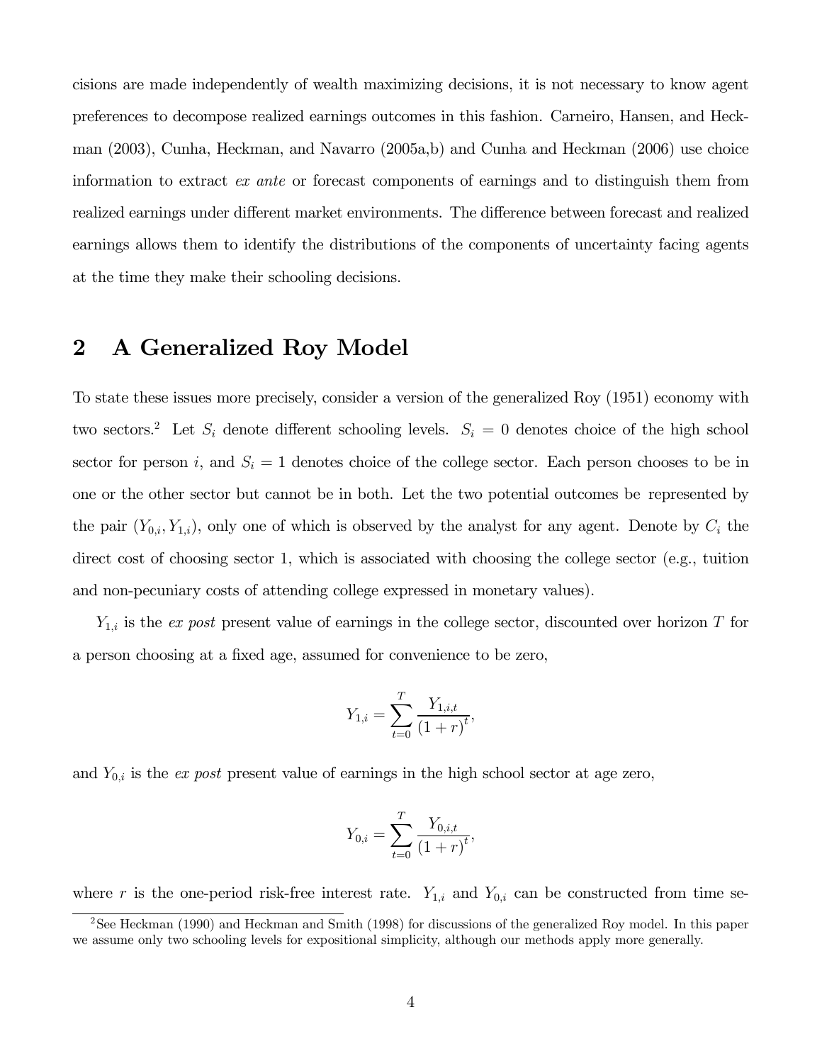cisions are made independently of wealth maximizing decisions, it is not necessary to know agent preferences to decompose realized earnings outcomes in this fashion. Carneiro, Hansen, and Heckman (2003), Cunha, Heckman, and Navarro (2005a,b) and Cunha and Heckman (2006) use choice information to extract *ex ante* or forecast components of earnings and to distinguish them from realized earnings under different market environments. The difference between forecast and realized earnings allows them to identify the distributions of the components of uncertainty facing agents at the time they make their schooling decisions.

## 2 A Generalized Roy Model

To state these issues more precisely, consider a version of the generalized Roy (1951) economy with two sectors.[2] Let $S_i$ denote different schooling levels. $S_i = 0$ denotes choice of the high school sector for person $i$, and $S_i = 1$ denotes choice of the college sector. Each person chooses to be in one or the other sector but cannot be in both. Let the two potential outcomes be represented by the pair $(Y_{0,i}, Y_{1,i})$, only one of which is observed by the analyst for any agent. Denote by $C_i$ the direct cost of choosing sector 1, which is associated with choosing the college sector (e.g., tuition and non-pecuniary costs of attending college expressed in monetary values).

$Y_{1,i}$ is the *ex post* present value of earnings in the college sector, discounted over horizon $T$ for a person choosing at a fixed age, assumed for convenience to be zero,

$$Y_{1,i} = \sum_{t=0}^{T} \frac{Y_{1,i,t}}{(1+r)^t},$$

and $Y_{0,i}$ is the *ex post* present value of earnings in the high school sector at age zero,

$$Y_{0,i} = \sum_{t=0}^{T} \frac{Y_{0,i,t}}{(1+r)^t},$$

where $r$ is the one-period risk-free interest rate. $Y_{1,i}$ and $Y_{0,i}$ can be constructed from time se-

[2] See Heckman (1990) and Heckman and Smith (1998) for discussions of the generalized Roy model. In this paper we assume only two schooling levels for expositional simplicity, although our methods apply more generally.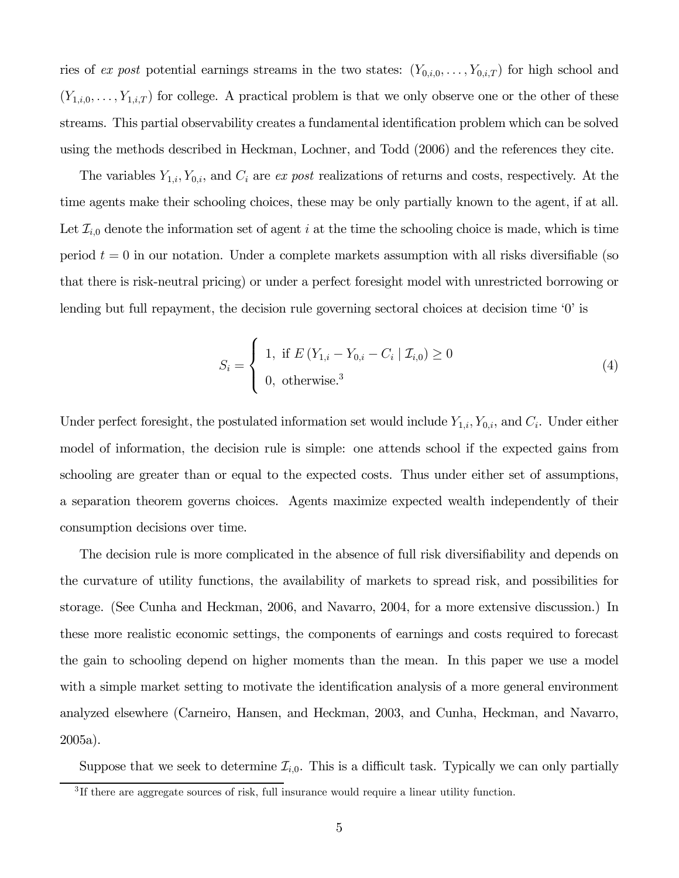ries of *ex post* potential earnings streams in the two states: $(Y_{0,i,0}, \ldots, Y_{0,i,T})$ for high school and $(Y_{1,i,0}, \ldots, Y_{1,i,T})$ for college. A practical problem is that we only observe one or the other of these streams. This partial observability creates a fundamental identification problem which can be solved using the methods described in Heckman, Lochner, and Todd (2006) and the references they cite.

The variables $Y_{1,i}, Y_{0,i}$, and $C_i$ are *ex post* realizations of returns and costs, respectively. At the time agents make their schooling choices, these may be only partially known to the agent, if at all. Let $\mathcal{I}_{i,0}$ denote the information set of agent $i$ at the time the schooling choice is made, which is time period $t = 0$ in our notation. Under a complete markets assumption with all risks diversifiable (so that there is risk-neutral pricing) or under a perfect foresight model with unrestricted borrowing or lending but full repayment, the decision rule governing sectoral choices at decision time '0' is

$$S_i = \begin{cases} 1, \text{ if } E\left(Y_{1,i} - Y_{0,i} - C_i \mid \mathcal{I}_{i,0}\right) \geq 0 \\ 0, \text{ otherwise.}^3 \end{cases} \tag{4}$$

Under perfect foresight, the postulated information set would include $Y_{1,i}, Y_{0,i}$, and $C_i$. Under either model of information, the decision rule is simple: one attends school if the expected gains from schooling are greater than or equal to the expected costs. Thus under either set of assumptions, a separation theorem governs choices. Agents maximize expected wealth independently of their consumption decisions over time.

The decision rule is more complicated in the absence of full risk diversifiability and depends on the curvature of utility functions, the availability of markets to spread risk, and possibilities for storage. (See Cunha and Heckman, 2006, and Navarro, 2004, for a more extensive discussion.) In these more realistic economic settings, the components of earnings and costs required to forecast the gain to schooling depend on higher moments than the mean. In this paper we use a model with a simple market setting to motivate the identification analysis of a more general environment analyzed elsewhere (Carneiro, Hansen, and Heckman, 2003, and Cunha, Heckman, and Navarro, 2005a).

Suppose that we seek to determine $\mathcal{I}_{i,0}$. This is a difficult task. Typically we can only partially

[3] If there are aggregate sources of risk, full insurance would require a linear utility function.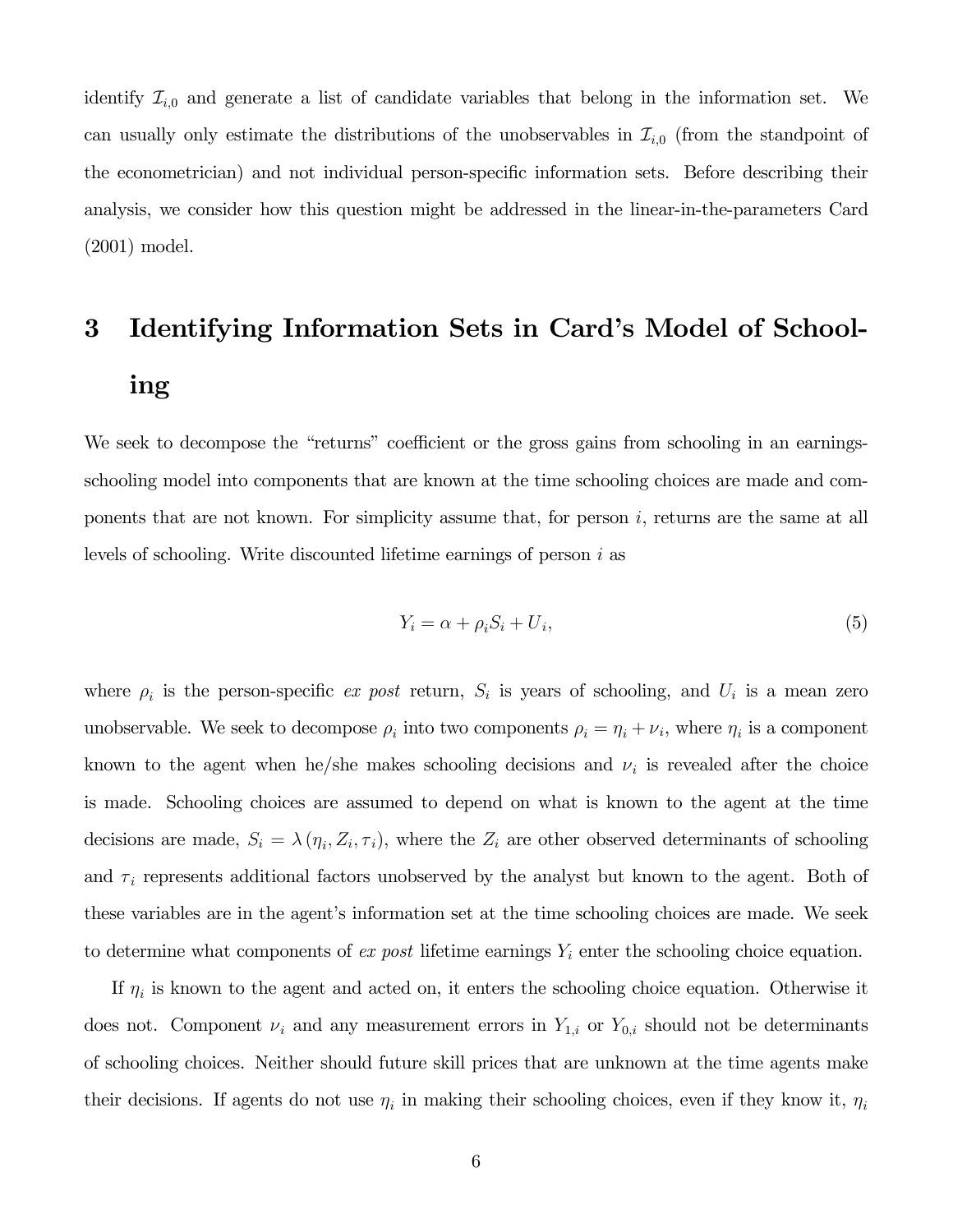identify $\mathcal{I}_{i,0}$ and generate a list of candidate variables that belong in the information set. We can usually only estimate the distributions of the unobservables in $\mathcal{I}_{i,0}$ (from the standpoint of the econometrician) and not individual person-specific information sets. Before describing their analysis, we consider how this question might be addressed in the linear-in-the-parameters Card (2001) model.

# 3 Identifying Information Sets in Card's Model of Schooling

We seek to decompose the "returns" coefficient or the gross gains from schooling in an earnings-schooling model into components that are known at the time schooling choices are made and components that are not known. For simplicity assume that, for person $i$, returns are the same at all levels of schooling. Write discounted lifetime earnings of person $i$ as

$$Y_i = \alpha + \rho_i S_i + U_i, \tag{5}$$

where $\rho_i$ is the person-specific *ex post* return, $S_i$ is years of schooling, and $U_i$ is a mean zero unobservable. We seek to decompose $\rho_i$ into two components $\rho_i = \eta_i + \nu_i$, where $\eta_i$ is a component known to the agent when he/she makes schooling decisions and $\nu_i$ is revealed after the choice is made. Schooling choices are assumed to depend on what is known to the agent at the time decisions are made, $S_i = \lambda(\eta_i, Z_i, \tau_i)$, where the $Z_i$ are other observed determinants of schooling and $\tau_i$ represents additional factors unobserved by the analyst but known to the agent. Both of these variables are in the agent's information set at the time schooling choices are made. We seek to determine what components of *ex post* lifetime earnings $Y_i$ enter the schooling choice equation.

If $\eta_i$ is known to the agent and acted on, it enters the schooling choice equation. Otherwise it does not. Component $\nu_i$ and any measurement errors in $Y_{1,i}$ or $Y_{0,i}$ should not be determinants of schooling choices. Neither should future skill prices that are unknown at the time agents make their decisions. If agents do not use $\eta_i$ in making their schooling choices, even if they know it, $\eta_i$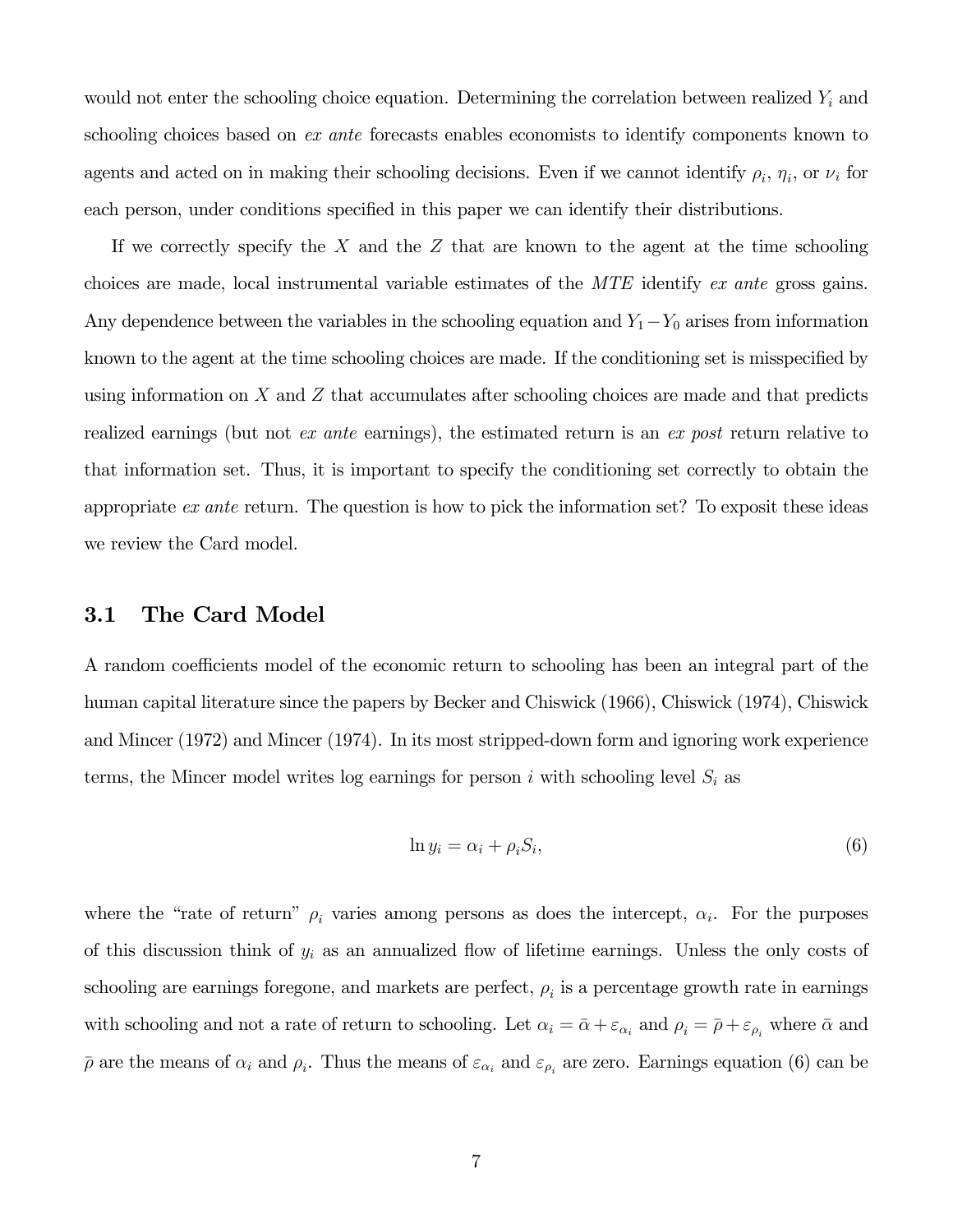would not enter the schooling choice equation. Determining the correlation between realized $Y_i$ and schooling choices based on *ex ante* forecasts enables economists to identify components known to agents and acted on in making their schooling decisions. Even if we cannot identify $\rho_i$, $\eta_i$, or $\nu_i$ for each person, under conditions specified in this paper we can identify their distributions.

If we correctly specify the $X$ and the $Z$ that are known to the agent at the time schooling choices are made, local instrumental variable estimates of the *MTE* identify *ex ante* gross gains. Any dependence between the variables in the schooling equation and $Y_1 - Y_0$ arises from information known to the agent at the time schooling choices are made. If the conditioning set is misspecified by using information on $X$ and $Z$ that accumulates after schooling choices are made and that predicts realized earnings (but not *ex ante* earnings), the estimated return is an *ex post* return relative to that information set. Thus, it is important to specify the conditioning set correctly to obtain the appropriate *ex ante* return. The question is how to pick the information set? To exposit these ideas we review the Card model.

## 3.1 The Card Model

A random coefficients model of the economic return to schooling has been an integral part of the human capital literature since the papers by Becker and Chiswick (1966), Chiswick (1974), Chiswick and Mincer (1972) and Mincer (1974). In its most stripped-down form and ignoring work experience terms, the Mincer model writes log earnings for person $i$ with schooling level $S_i$ as

$$\ln y_i = \alpha_i + \rho_i S_i, \tag{6}$$

where the "rate of return" $\rho_i$ varies among persons as does the intercept, $\alpha_i$. For the purposes of this discussion think of $y_i$ as an annualized flow of lifetime earnings. Unless the only costs of schooling are earnings foregone, and markets are perfect, $\rho_i$ is a percentage growth rate in earnings with schooling and not a rate of return to schooling. Let $\alpha_i = \bar{\alpha} + \varepsilon_{\alpha_i}$ and $\rho_i = \bar{\rho} + \varepsilon_{\rho_i}$ where $\bar{\alpha}$ and $\bar{\rho}$ are the means of $\alpha_i$ and $\rho_i$. Thus the means of $\varepsilon_{\alpha_i}$ and $\varepsilon_{\rho_i}$ are zero. Earnings equation (6) can be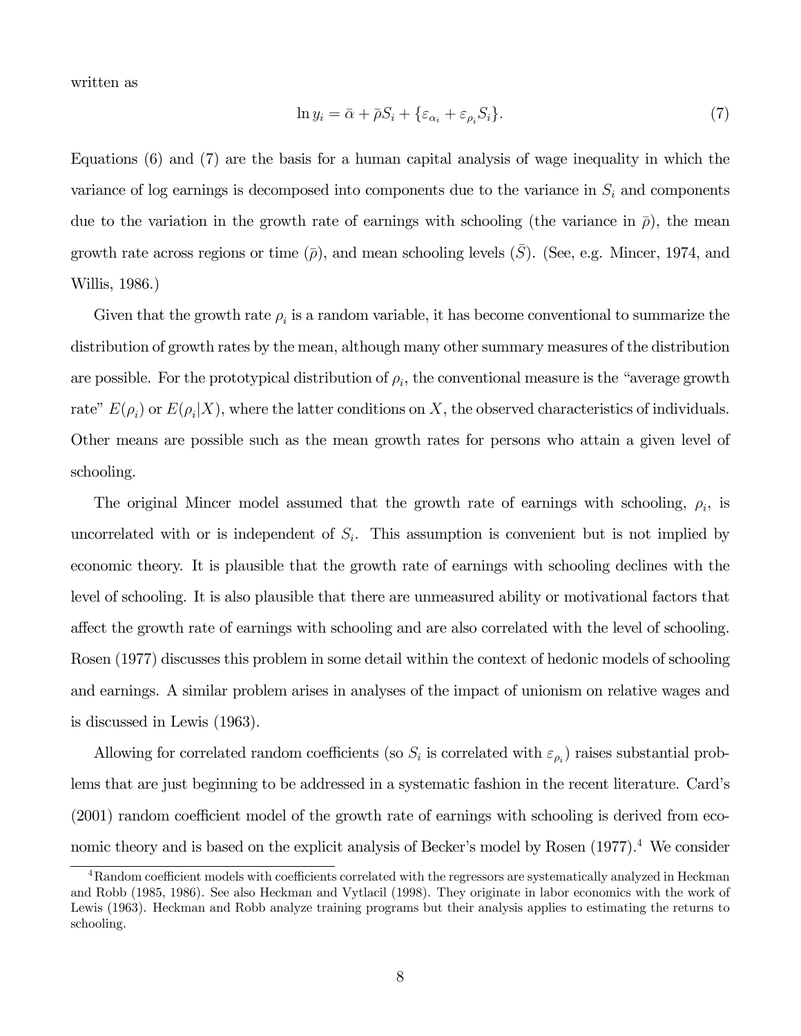written as

$$\ln y_i = \bar{\alpha} + \bar{\rho} S_i + \{\varepsilon_{\alpha_i} + \varepsilon_{\rho_i} S_i\}. \tag{7}$$

Equations (6) and (7) are the basis for a human capital analysis of wage inequality in which the variance of log earnings is decomposed into components due to the variance in $S_i$ and components due to the variation in the growth rate of earnings with schooling (the variance in $\bar{\rho}$), the mean growth rate across regions or time ($\bar{\rho}$), and mean schooling levels ($\bar{S}$). (See, e.g. Mincer, 1974, and Willis, 1986.)

Given that the growth rate $\rho_i$ is a random variable, it has become conventional to summarize the distribution of growth rates by the mean, although many other summary measures of the distribution are possible. For the prototypical distribution of $\rho_i$, the conventional measure is the "average growth rate" $E(\rho_i)$ or $E(\rho_i|X)$, where the latter conditions on $X$, the observed characteristics of individuals. Other means are possible such as the mean growth rates for persons who attain a given level of schooling.

The original Mincer model assumed that the growth rate of earnings with schooling, $\rho_i$, is uncorrelated with or is independent of $S_i$. This assumption is convenient but is not implied by economic theory. It is plausible that the growth rate of earnings with schooling declines with the level of schooling. It is also plausible that there are unmeasured ability or motivational factors that affect the growth rate of earnings with schooling and are also correlated with the level of schooling. Rosen (1977) discusses this problem in some detail within the context of hedonic models of schooling and earnings. A similar problem arises in analyses of the impact of unionism on relative wages and is discussed in Lewis (1963).

Allowing for correlated random coefficients (so $S_i$ is correlated with $\varepsilon_{\rho_i}$) raises substantial problems that are just beginning to be addressed in a systematic fashion in the recent literature. Card's (2001) random coefficient model of the growth rate of earnings with schooling is derived from economic theory and is based on the explicit analysis of Becker's model by Rosen (1977).[4] We consider

[4] Random coefficient models with coefficients correlated with the regressors are systematically analyzed in Heckman and Robb (1985, 1986). See also Heckman and Vytlacil (1998). They originate in labor economics with the work of Lewis (1963). Heckman and Robb analyze training programs but their analysis applies to estimating the returns to schooling.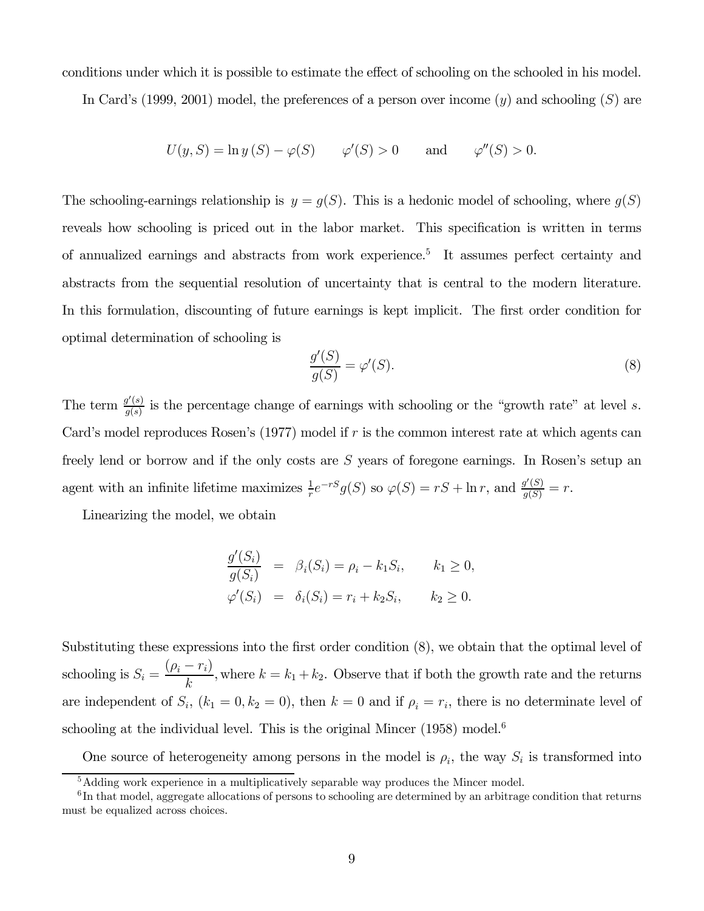conditions under which it is possible to estimate the effect of schooling on the schooled in his model.

In Card's (1999, 2001) model, the preferences of a person over income ($y$) and schooling ($S$) are

$$U(y, S) = \ln y(S) - \varphi(S) \qquad \varphi'(S) > 0 \qquad \text{and} \qquad \varphi''(S) > 0.$$

The schooling-earnings relationship is $y = g(S)$. This is a hedonic model of schooling, where $g(S)$ reveals how schooling is priced out in the labor market. This specification is written in terms of annualized earnings and abstracts from work experience.[5] It assumes perfect certainty and abstracts from the sequential resolution of uncertainty that is central to the modern literature. In this formulation, discounting of future earnings is kept implicit. The first order condition for optimal determination of schooling is

$$\frac{g'(S)}{g(S)} = \varphi'(S). \tag{8}$$

The term $\frac{g'(s)}{g(s)}$ is the percentage change of earnings with schooling or the "growth rate" at level $s$. Card's model reproduces Rosen's (1977) model if $r$ is the common interest rate at which agents can freely lend or borrow and if the only costs are $S$ years of foregone earnings. In Rosen's setup an agent with an infinite lifetime maximizes $\frac{1}{r}e^{-rS}g(S)$ so $\varphi(S) = rS + \ln r$, and $\frac{g'(S)}{g(S)} = r$.

Linearizing the model, we obtain

$$\begin{aligned}
\frac{g'(S_i)}{g(S_i)} &= \beta_i(S_i) = \rho_i - k_1 S_i, \qquad k_1 \geq 0, \\
\varphi'(S_i) &= \delta_i(S_i) = r_i + k_2 S_i, \qquad k_2 \geq 0.
\end{aligned}$$

Substituting these expressions into the first order condition (8), we obtain that the optimal level of schooling is $S_i = \dfrac{(\rho_i - r_i)}{k}$, where $k = k_1 + k_2$. Observe that if both the growth rate and the returns are independent of $S_i$, $(k_1 = 0, k_2 = 0)$, then $k = 0$ and if $\rho_i = r_i$, there is no determinate level of schooling at the individual level. This is the original Mincer (1958) model.[6]

One source of heterogeneity among persons in the model is $\rho_i$, the way $S_i$ is transformed into

[5] Adding work experience in a multiplicatively separable way produces the Mincer model.

[6] In that model, aggregate allocations of persons to schooling are determined by an arbitrage condition that returns must be equalized across choices.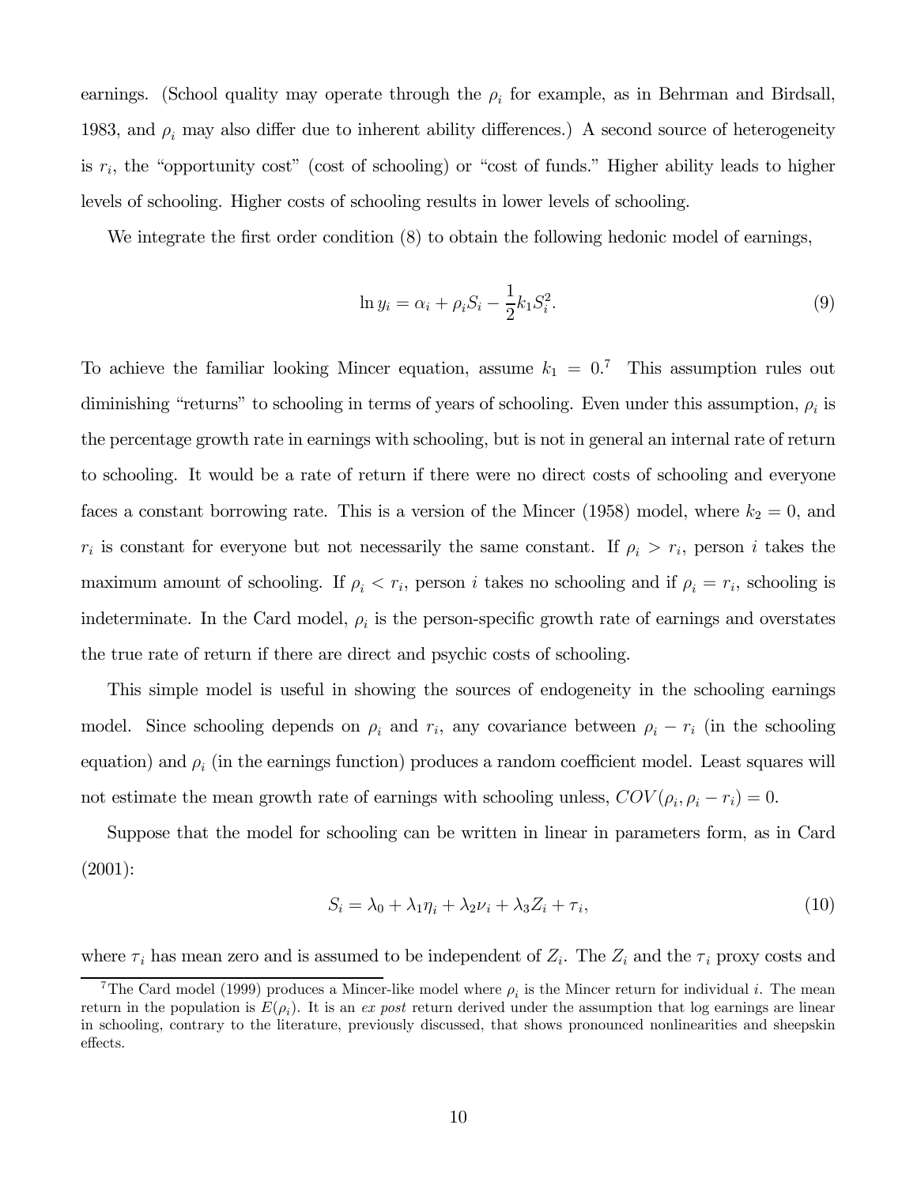earnings. (School quality may operate through the $\rho_i$ for example, as in Behrman and Birdsall, 1983, and $\rho_i$ may also differ due to inherent ability differences.) A second source of heterogeneity is $r_i$, the "opportunity cost" (cost of schooling) or "cost of funds." Higher ability leads to higher levels of schooling. Higher costs of schooling results in lower levels of schooling.

We integrate the first order condition (8) to obtain the following hedonic model of earnings,

$$\ln y_i = \alpha_i + \rho_i S_i - \frac{1}{2} k_1 S_i^2. \tag{9}$$

To achieve the familiar looking Mincer equation, assume $k_1 = 0$.[7] This assumption rules out diminishing "returns" to schooling in terms of years of schooling. Even under this assumption, $\rho_i$ is the percentage growth rate in earnings with schooling, but is not in general an internal rate of return to schooling. It would be a rate of return if there were no direct costs of schooling and everyone faces a constant borrowing rate. This is a version of the Mincer (1958) model, where $k_2 = 0$, and $r_i$ is constant for everyone but not necessarily the same constant. If $\rho_i > r_i$, person $i$ takes the maximum amount of schooling. If $\rho_i < r_i$, person $i$ takes no schooling and if $\rho_i = r_i$, schooling is indeterminate. In the Card model, $\rho_i$ is the person-specific growth rate of earnings and overstates the true rate of return if there are direct and psychic costs of schooling.

This simple model is useful in showing the sources of endogeneity in the schooling earnings model. Since schooling depends on $\rho_i$ and $r_i$, any covariance between $\rho_i - r_i$ (in the schooling equation) and $\rho_i$ (in the earnings function) produces a random coefficient model. Least squares will not estimate the mean growth rate of earnings with schooling unless, $COV(\rho_i, \rho_i - r_i) = 0$.

Suppose that the model for schooling can be written in linear in parameters form, as in Card (2001):

$$S_i = \lambda_0 + \lambda_1 \eta_i + \lambda_2 \nu_i + \lambda_3 Z_i + \tau_i, \tag{10}$$

where $\tau_i$ has mean zero and is assumed to be independent of $Z_i$. The $Z_i$ and the $\tau_i$ proxy costs and

[7] The Card model (1999) produces a Mincer-like model where $\rho_i$ is the Mincer return for individual $i$. The mean return in the population is $E(\rho_i)$. It is an *ex post* return derived under the assumption that log earnings are linear in schooling, contrary to the literature, previously discussed, that shows pronounced nonlinearities and sheepskin effects.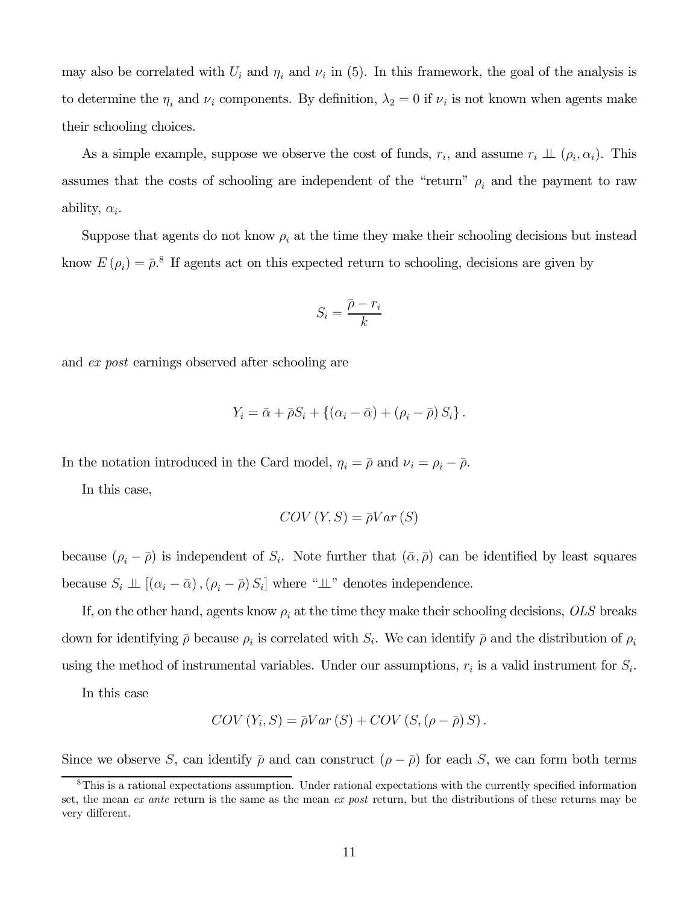may also be correlated with $U_i$ and $\eta_i$ and $\nu_i$ in (5). In this framework, the goal of the analysis is to determine the $\eta_i$ and $\nu_i$ components. By definition, $\lambda_2 = 0$ if $\nu_i$ is not known when agents make their schooling choices.

As a simple example, suppose we observe the cost of funds, $r_i$, and assume $r_i \perp\!\!\!\perp (\rho_i, \alpha_i)$. This assumes that the costs of schooling are independent of the "return" $\rho_i$ and the payment to raw ability, $\alpha_i$.

Suppose that agents do not know $\rho_i$ at the time they make their schooling decisions but instead know $E(\rho_i) = \bar{\rho}$.[8] If agents act on this expected return to schooling, decisions are given by

$$S_i = \frac{\bar{\rho} - r_i}{k}$$

and *ex post* earnings observed after schooling are

$$Y_i = \bar{\alpha} + \bar{\rho} S_i + \{(\alpha_i - \bar{\alpha}) + (\rho_i - \bar{\rho}) S_i\}.$$

In the notation introduced in the Card model, $\eta_i = \bar{\rho}$ and $\nu_i = \rho_i - \bar{\rho}$.

In this case,

$$COV(Y, S) = \bar{\rho} Var(S)$$

because $(\rho_i - \bar{\rho})$ is independent of $S_i$. Note further that $(\bar{\alpha}, \bar{\rho})$ can be identified by least squares because $S_i \perp\!\!\!\perp [(\alpha_i - \bar{\alpha}), (\rho_i - \bar{\rho}) S_i]$ where "$\perp\!\!\!\perp$" denotes independence.

If, on the other hand, agents know $\rho_i$ at the time they make their schooling decisions, *OLS* breaks down for identifying $\bar{\rho}$ because $\rho_i$ is correlated with $S_i$. We can identify $\bar{\rho}$ and the distribution of $\rho_i$ using the method of instrumental variables. Under our assumptions, $r_i$ is a valid instrument for $S_i$.

In this case

$$COV(Y_i, S) = \bar{\rho} Var(S) + COV(S, (\rho - \bar{\rho}) S).$$

Since we observe $S$, can identify $\bar{\rho}$ and can construct $(\rho - \bar{\rho})$ for each $S$, we can form both terms

[8] This is a rational expectations assumption. Under rational expectations with the currently specified information set, the mean *ex ante* return is the same as the mean *ex post* return, but the distributions of these returns may be very different.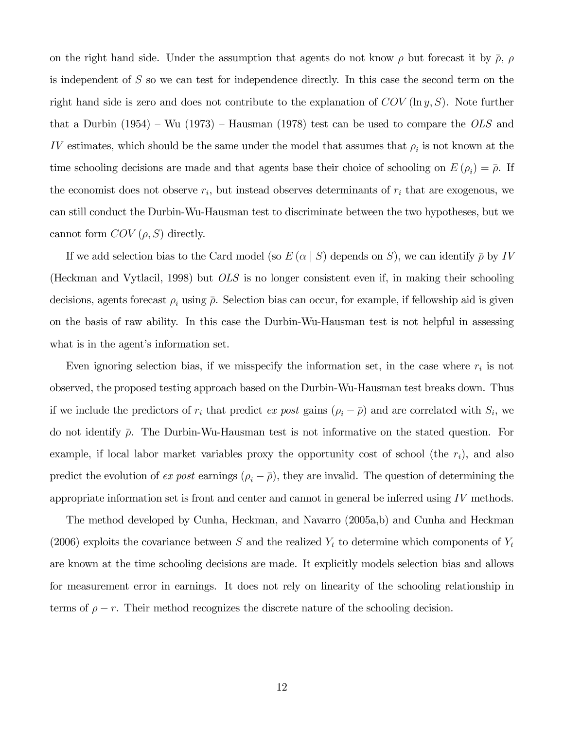on the right hand side. Under the assumption that agents do not know $\rho$ but forecast it by $\bar{\rho}$, $\rho$ is independent of $S$ so we can test for independence directly. In this case the second term on the right hand side is zero and does not contribute to the explanation of $COV(\ln y, S)$. Note further that a Durbin (1954) – Wu (1973) – Hausman (1978) test can be used to compare the *OLS* and *IV* estimates, which should be the same under the model that assumes that $\rho_i$ is not known at the time schooling decisions are made and that agents base their choice of schooling on $E(\rho_i) = \bar{\rho}$. If the economist does not observe $r_i$, but instead observes determinants of $r_i$ that are exogenous, we can still conduct the Durbin-Wu-Hausman test to discriminate between the two hypotheses, but we cannot form $COV(\rho, S)$ directly.

If we add selection bias to the Card model (so $E(\alpha \mid S)$ depends on $S$), we can identify $\bar{\rho}$ by *IV* (Heckman and Vytlacil, 1998) but *OLS* is no longer consistent even if, in making their schooling decisions, agents forecast $\rho_i$ using $\bar{\rho}$. Selection bias can occur, for example, if fellowship aid is given on the basis of raw ability. In this case the Durbin-Wu-Hausman test is not helpful in assessing what is in the agent's information set.

Even ignoring selection bias, if we misspecify the information set, in the case where $r_i$ is not observed, the proposed testing approach based on the Durbin-Wu-Hausman test breaks down. Thus if we include the predictors of $r_i$ that predict *ex post* gains $(\rho_i - \bar{\rho})$ and are correlated with $S_i$, we do not identify $\bar{\rho}$. The Durbin-Wu-Hausman test is not informative on the stated question. For example, if local labor market variables proxy the opportunity cost of school (the $r_i$), and also predict the evolution of *ex post* earnings $(\rho_i - \bar{\rho})$, they are invalid. The question of determining the appropriate information set is front and center and cannot in general be inferred using *IV* methods.

The method developed by Cunha, Heckman, and Navarro (2005a,b) and Cunha and Heckman (2006) exploits the covariance between $S$ and the realized $Y_t$ to determine which components of $Y_t$ are known at the time schooling decisions are made. It explicitly models selection bias and allows for measurement error in earnings. It does not rely on linearity of the schooling relationship in terms of $\rho - r$. Their method recognizes the discrete nature of the schooling decision.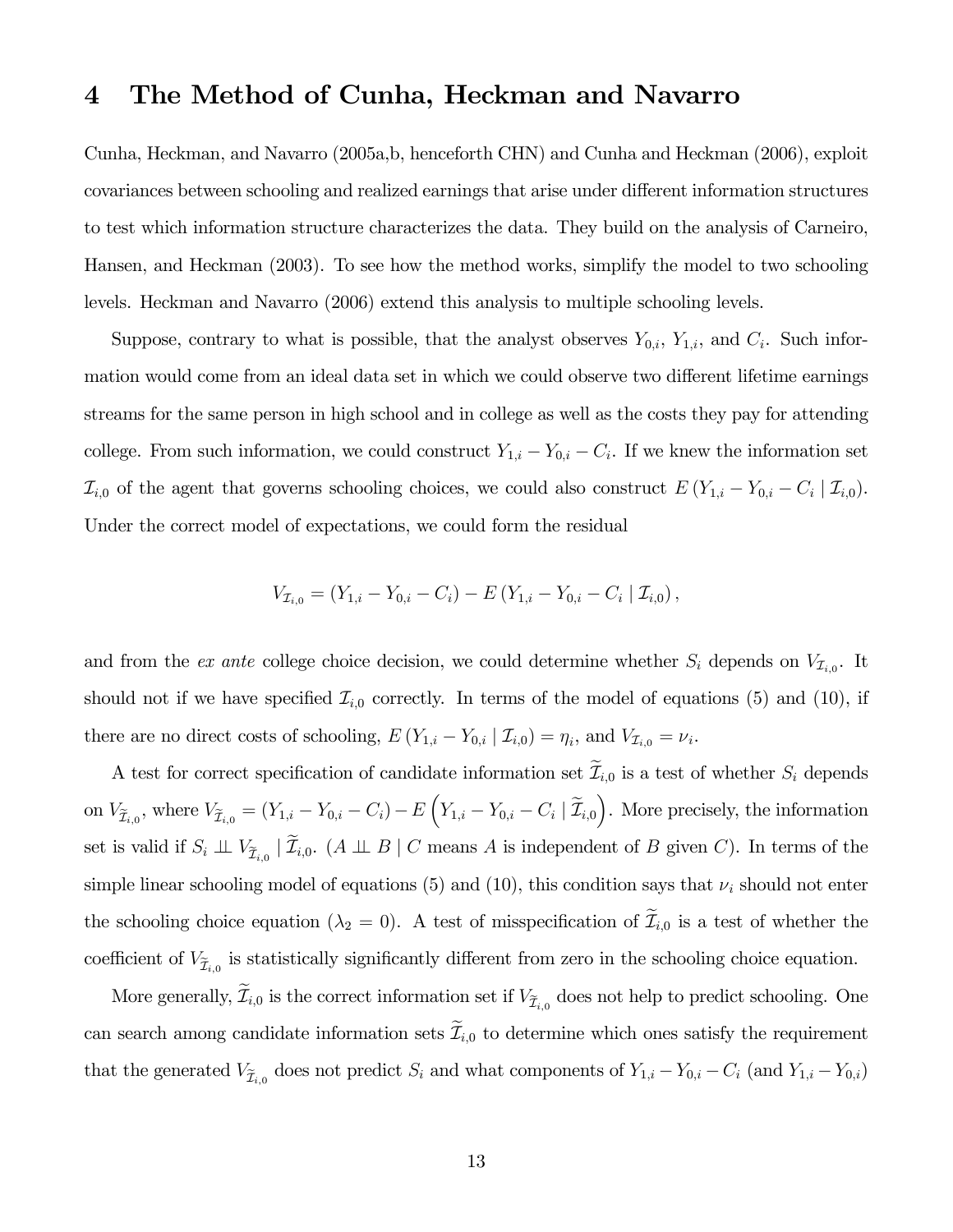# 4 The Method of Cunha, Heckman and Navarro

Cunha, Heckman, and Navarro (2005a,b, henceforth CHN) and Cunha and Heckman (2006), exploit covariances between schooling and realized earnings that arise under different information structures to test which information structure characterizes the data. They build on the analysis of Carneiro, Hansen, and Heckman (2003). To see how the method works, simplify the model to two schooling levels. Heckman and Navarro (2006) extend this analysis to multiple schooling levels.

Suppose, contrary to what is possible, that the analyst observes $Y_{0,i}$, $Y_{1,i}$, and $C_i$. Such information would come from an ideal data set in which we could observe two different lifetime earnings streams for the same person in high school and in college as well as the costs they pay for attending college. From such information, we could construct $Y_{1,i} - Y_{0,i} - C_i$. If we knew the information set $\mathcal{I}_{i,0}$ of the agent that governs schooling choices, we could also construct $E\left(Y_{1,i} - Y_{0,i} - C_i \mid \mathcal{I}_{i,0}\right)$. Under the correct model of expectations, we could form the residual

$$V_{\mathcal{I}_{i,0}} = \left(Y_{1,i} - Y_{0,i} - C_i\right) - E\left(Y_{1,i} - Y_{0,i} - C_i \mid \mathcal{I}_{i,0}\right),$$

and from the *ex ante* college choice decision, we could determine whether $S_i$ depends on $V_{\mathcal{I}_{i,0}}$. It should not if we have specified $\mathcal{I}_{i,0}$ correctly. In terms of the model of equations (5) and (10), if there are no direct costs of schooling, $E\left(Y_{1,i} - Y_{0,i} \mid \mathcal{I}_{i,0}\right) = \eta_i$, and $V_{\mathcal{I}_{i,0}} = \nu_i$.

A test for correct specification of candidate information set $\widetilde{\mathcal{I}}_{i,0}$ is a test of whether $S_i$ depends on $V_{\widetilde{\mathcal{I}}_{i,0}}$, where $V_{\widetilde{\mathcal{I}}_{i,0}} = \left(Y_{1,i} - Y_{0,i} - C_i\right) - E\left(Y_{1,i} - Y_{0,i} - C_i \mid \widetilde{\mathcal{I}}_{i,0}\right)$. More precisely, the information set is valid if $S_i \perp\!\!\!\perp V_{\widetilde{\mathcal{I}}_{i,0}} \mid \widetilde{\mathcal{I}}_{i,0}$. ($A \perp\!\!\!\perp B \mid C$ means $A$ is independent of $B$ given $C$). In terms of the simple linear schooling model of equations (5) and (10), this condition says that $\nu_i$ should not enter the schooling choice equation ($\lambda_2 = 0$). A test of misspecification of $\widetilde{\mathcal{I}}_{i,0}$ is a test of whether the coefficient of $V_{\widetilde{\mathcal{I}}_{i,0}}$ is statistically significantly different from zero in the schooling choice equation.

More generally, $\widetilde{\mathcal{I}}_{i,0}$ is the correct information set if $V_{\widetilde{\mathcal{I}}_{i,0}}$ does not help to predict schooling. One can search among candidate information sets $\widetilde{\mathcal{I}}_{i,0}$ to determine which ones satisfy the requirement that the generated $V_{\widetilde{\mathcal{I}}_{i,0}}$ does not predict $S_i$ and what components of $Y_{1,i} - Y_{0,i} - C_i$ (and $Y_{1,i} - Y_{0,i}$)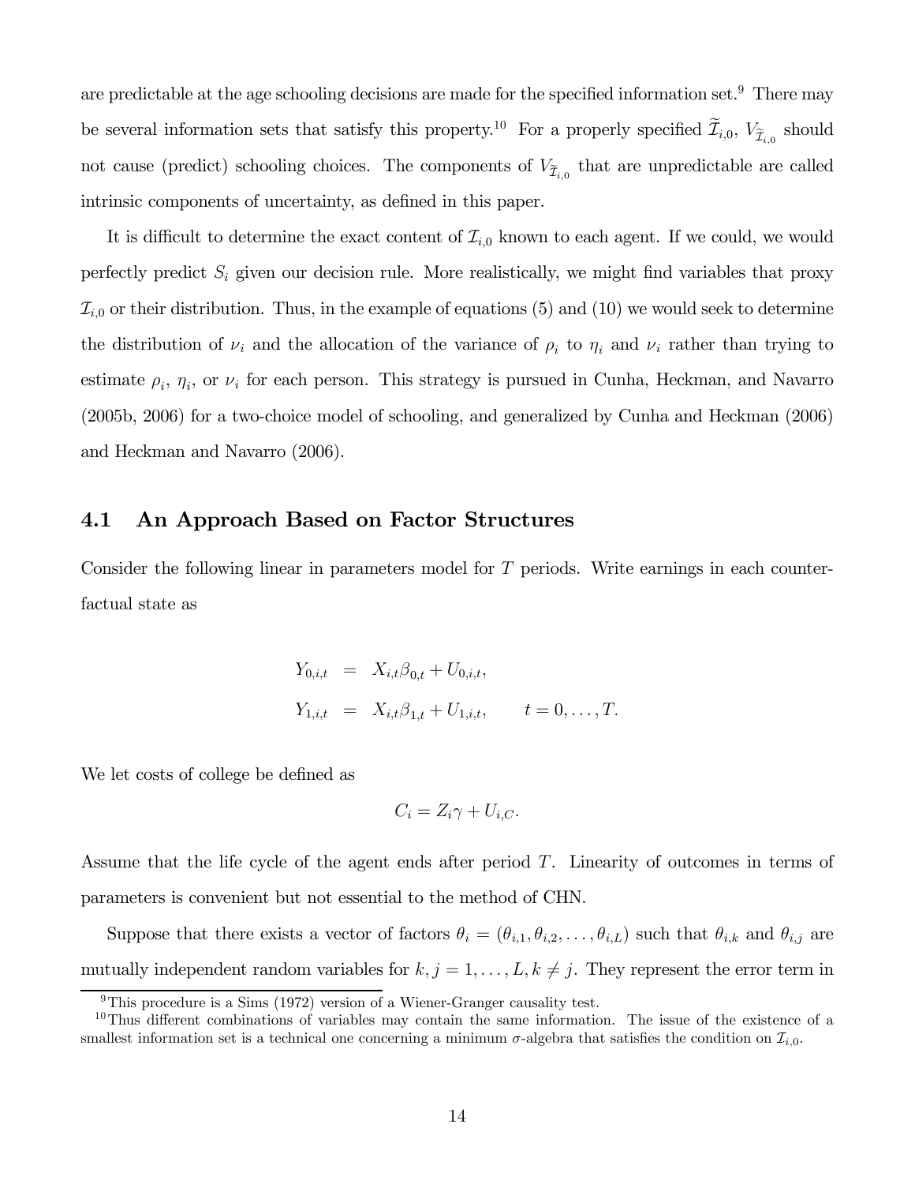are predictable at the age schooling decisions are made for the specified information set.[9] There may be several information sets that satisfy this property.[10] For a properly specified $\widetilde{\mathcal{I}}_{i,0}$, $V_{\widetilde{\mathcal{I}}_{i,0}}$ should not cause (predict) schooling choices. The components of $V_{\widetilde{\mathcal{I}}_{i,0}}$ that are unpredictable are called intrinsic components of uncertainty, as defined in this paper.

It is difficult to determine the exact content of $\mathcal{I}_{i,0}$ known to each agent. If we could, we would perfectly predict $S_i$ given our decision rule. More realistically, we might find variables that proxy $\mathcal{I}_{i,0}$ or their distribution. Thus, in the example of equations (5) and (10) we would seek to determine the distribution of $\nu_i$ and the allocation of the variance of $\rho_i$ to $\eta_i$ and $\nu_i$ rather than trying to estimate $\rho_i$, $\eta_i$, or $\nu_i$ for each person. This strategy is pursued in Cunha, Heckman, and Navarro (2005b, 2006) for a two-choice model of schooling, and generalized by Cunha and Heckman (2006) and Heckman and Navarro (2006).

## 4.1 An Approach Based on Factor Structures

Consider the following linear in parameters model for $T$ periods. Write earnings in each counterfactual state as

$$
\begin{aligned}
Y_{0,i,t} &= X_{i,t}\beta_{0,t} + U_{0,i,t}, \\
Y_{1,i,t} &= X_{i,t}\beta_{1,t} + U_{1,i,t}, \qquad t = 0, \ldots, T.
\end{aligned}
$$

We let costs of college be defined as

$$
C_i = Z_i\gamma + U_{i,C}.
$$

Assume that the life cycle of the agent ends after period $T$. Linearity of outcomes in terms of parameters is convenient but not essential to the method of CHN.

Suppose that there exists a vector of factors $\theta_i = (\theta_{i,1}, \theta_{i,2}, \ldots, \theta_{i,L})$ such that $\theta_{i,k}$ and $\theta_{i,j}$ are mutually independent random variables for $k, j = 1, \ldots, L, k \neq j$. They represent the error term in

[9] This procedure is a Sims (1972) version of a Wiener-Granger causality test.

[10] Thus different combinations of variables may contain the same information. The issue of the existence of a smallest information set is a technical one concerning a minimum $\sigma$-algebra that satisfies the condition on $\mathcal{I}_{i,0}$.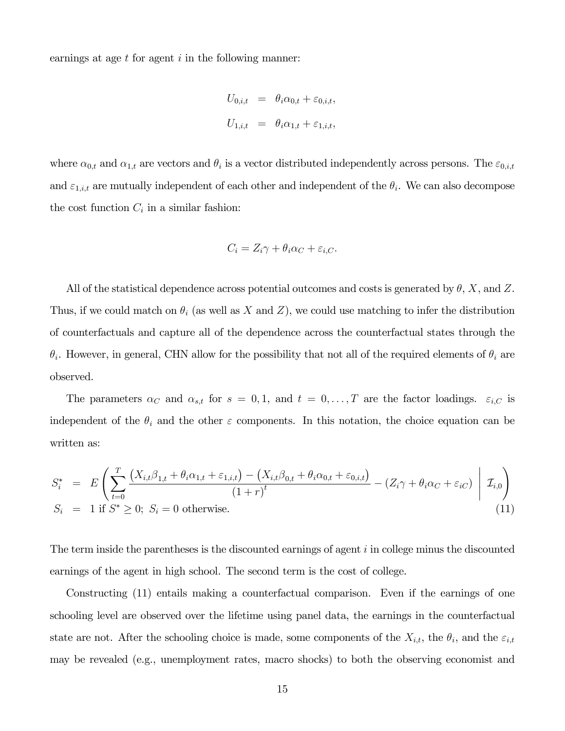earnings at age $t$ for agent $i$ in the following manner:

$$
\begin{aligned}
U_{0,i,t} &= \theta_i \alpha_{0,t} + \varepsilon_{0,i,t}, \\
U_{1,i,t} &= \theta_i \alpha_{1,t} + \varepsilon_{1,i,t},
\end{aligned}
$$

where $\alpha_{0,t}$ and $\alpha_{1,t}$ are vectors and $\theta_i$ is a vector distributed independently across persons. The $\varepsilon_{0,i,t}$ and $\varepsilon_{1,i,t}$ are mutually independent of each other and independent of the $\theta_i$. We can also decompose the cost function $C_i$ in a similar fashion:

$$
C_i = Z_i \gamma + \theta_i \alpha_C + \varepsilon_{i,C}.
$$

All of the statistical dependence across potential outcomes and costs is generated by $\theta$, $X$, and $Z$. Thus, if we could match on $\theta_i$ (as well as $X$ and $Z$), we could use matching to infer the distribution of counterfactuals and capture all of the dependence across the counterfactual states through the $\theta_i$. However, in general, CHN allow for the possibility that not all of the required elements of $\theta_i$ are observed.

The parameters $\alpha_C$ and $\alpha_{s,t}$ for $s = 0, 1$, and $t = 0, \ldots, T$ are the factor loadings. $\varepsilon_{i,C}$ is independent of the $\theta_i$ and the other $\varepsilon$ components. In this notation, the choice equation can be written as:

$$
\begin{aligned}
S_i^* &= E\left( \sum_{t=0}^{T} \frac{\left(X_{i,t}\beta_{1,t} + \theta_i \alpha_{1,t} + \varepsilon_{1,i,t}\right) - \left(X_{i,t}\beta_{0,t} + \theta_i \alpha_{0,t} + \varepsilon_{0,i,t}\right)}{(1+r)^t} - \left(Z_i \gamma + \theta_i \alpha_C + \varepsilon_{iC}\right) \;\middle|\; \mathcal{I}_{i,0} \right) \\
S_i &= 1 \text{ if } S^* \geq 0; \; S_i = 0 \text{ otherwise.}
\end{aligned} \tag{11}
$$

The term inside the parentheses is the discounted earnings of agent $i$ in college minus the discounted earnings of the agent in high school. The second term is the cost of college.

Constructing (11) entails making a counterfactual comparison. Even if the earnings of one schooling level are observed over the lifetime using panel data, the earnings in the counterfactual state are not. After the schooling choice is made, some components of the $X_{i,t}$, the $\theta_i$, and the $\varepsilon_{i,t}$ may be revealed (e.g., unemployment rates, macro shocks) to both the observing economist and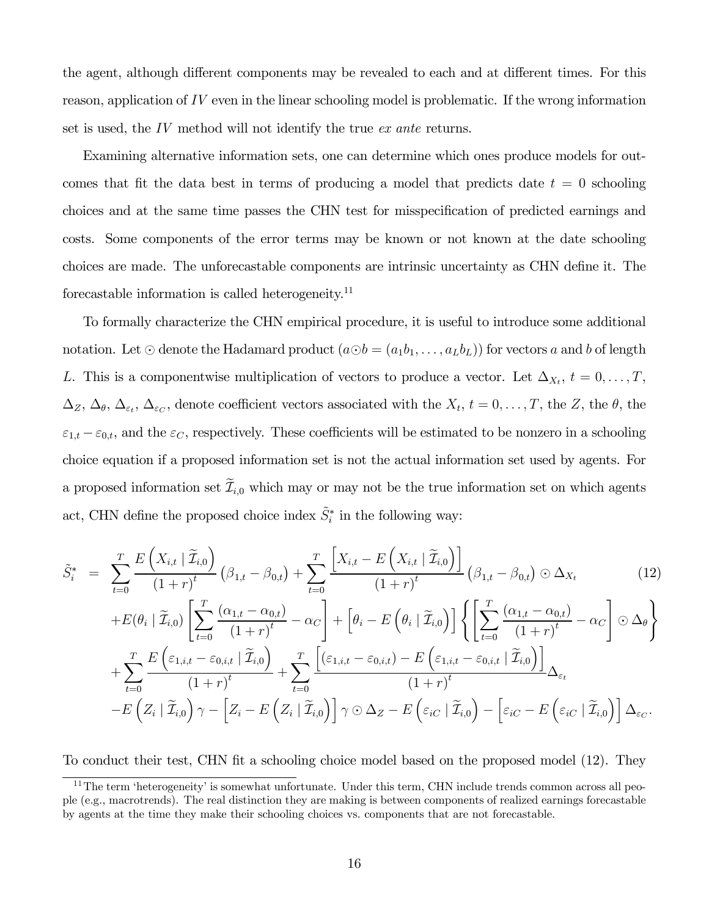the agent, although different components may be revealed to each and at different times. For this reason, application of $IV$ even in the linear schooling model is problematic. If the wrong information set is used, the $IV$ method will not identify the true *ex ante* returns.

Examining alternative information sets, one can determine which ones produce models for outcomes that fit the data best in terms of producing a model that predicts date $t = 0$ schooling choices and at the same time passes the CHN test for misspecification of predicted earnings and costs. Some components of the error terms may be known or not known at the date schooling choices are made. The unforecastable components are intrinsic uncertainty as CHN define it. The forecastable information is called heterogeneity.[11]

To formally characterize the CHN empirical procedure, it is useful to introduce some additional notation. Let $\odot$ denote the Hadamard product ($a \odot b = (a_1 b_1, \ldots, a_L b_L)$) for vectors $a$ and $b$ of length $L$. This is a componentwise multiplication of vectors to produce a vector. Let $\Delta_{X_t}$, $t = 0, \ldots, T$, $\Delta_Z$, $\Delta_\theta$, $\Delta_{\varepsilon_t}$, $\Delta_{\varepsilon_C}$, denote coefficient vectors associated with the $X_t$, $t = 0, \ldots, T$, the $Z$, the $\theta$, the $\varepsilon_{1,t} - \varepsilon_{0,t}$, and the $\varepsilon_C$, respectively. These coefficients will be estimated to be nonzero in a schooling choice equation if a proposed information set is not the actual information set used by agents. For a proposed information set $\widetilde{\mathcal{I}}_{i,0}$ which may or may not be the true information set on which agents act, CHN define the proposed choice index $\tilde{S}_i^*$ in the following way:

$$
\begin{aligned}
\tilde{S}_i^* \; = \; & \sum_{t=0}^{T} \frac{E\left(X_{i,t} \mid \widetilde{\mathcal{I}}_{i,0}\right)}{(1+r)^t} \left(\beta_{1,t} - \beta_{0,t}\right) + \sum_{t=0}^{T} \frac{\left[X_{i,t} - E\left(X_{i,t} \mid \widetilde{\mathcal{I}}_{i,0}\right)\right]}{(1+r)^t} \left(\beta_{1,t} - \beta_{0,t}\right) \odot \Delta_{X_t} \\
& + E(\theta_i \mid \widetilde{\mathcal{I}}_{i,0}) \left[ \sum_{t=0}^{T} \frac{(\alpha_{1,t} - \alpha_{0,t})}{(1+r)^t} - \alpha_C \right] + \left[\theta_i - E\left(\theta_i \mid \widetilde{\mathcal{I}}_{i,0}\right)\right] \left\{ \left[ \sum_{t=0}^{T} \frac{(\alpha_{1,t} - \alpha_{0,t})}{(1+r)^t} - \alpha_C \right] \odot \Delta_\theta \right\} \\
& + \sum_{t=0}^{T} \frac{E\left(\varepsilon_{1,i,t} - \varepsilon_{0,i,t} \mid \widetilde{\mathcal{I}}_{i,0}\right)}{(1+r)^t} + \sum_{t=0}^{T} \frac{\left[(\varepsilon_{1,i,t} - \varepsilon_{0,i,t}) - E\left(\varepsilon_{1,i,t} - \varepsilon_{0,i,t} \mid \widetilde{\mathcal{I}}_{i,0}\right)\right]}{(1+r)^t} \Delta_{\varepsilon_t} \\
& - E\left(Z_i \mid \widetilde{\mathcal{I}}_{i,0}\right) \gamma - \left[Z_i - E\left(Z_i \mid \widetilde{\mathcal{I}}_{i,0}\right)\right] \gamma \odot \Delta_Z - E\left(\varepsilon_{iC} \mid \widetilde{\mathcal{I}}_{i,0}\right) - \left[\varepsilon_{iC} - E\left(\varepsilon_{iC} \mid \widetilde{\mathcal{I}}_{i,0}\right)\right] \Delta_{\varepsilon_C}.
\end{aligned} \tag{12}
$$

To conduct their test, CHN fit a schooling choice model based on the proposed model (12). They

[11] The term 'heterogeneity' is somewhat unfortunate. Under this term, CHN include trends common across all people (e.g., macrotrends). The real distinction they are making is between components of realized earnings forecastable by agents at the time they make their schooling choices vs. components that are not forecastable.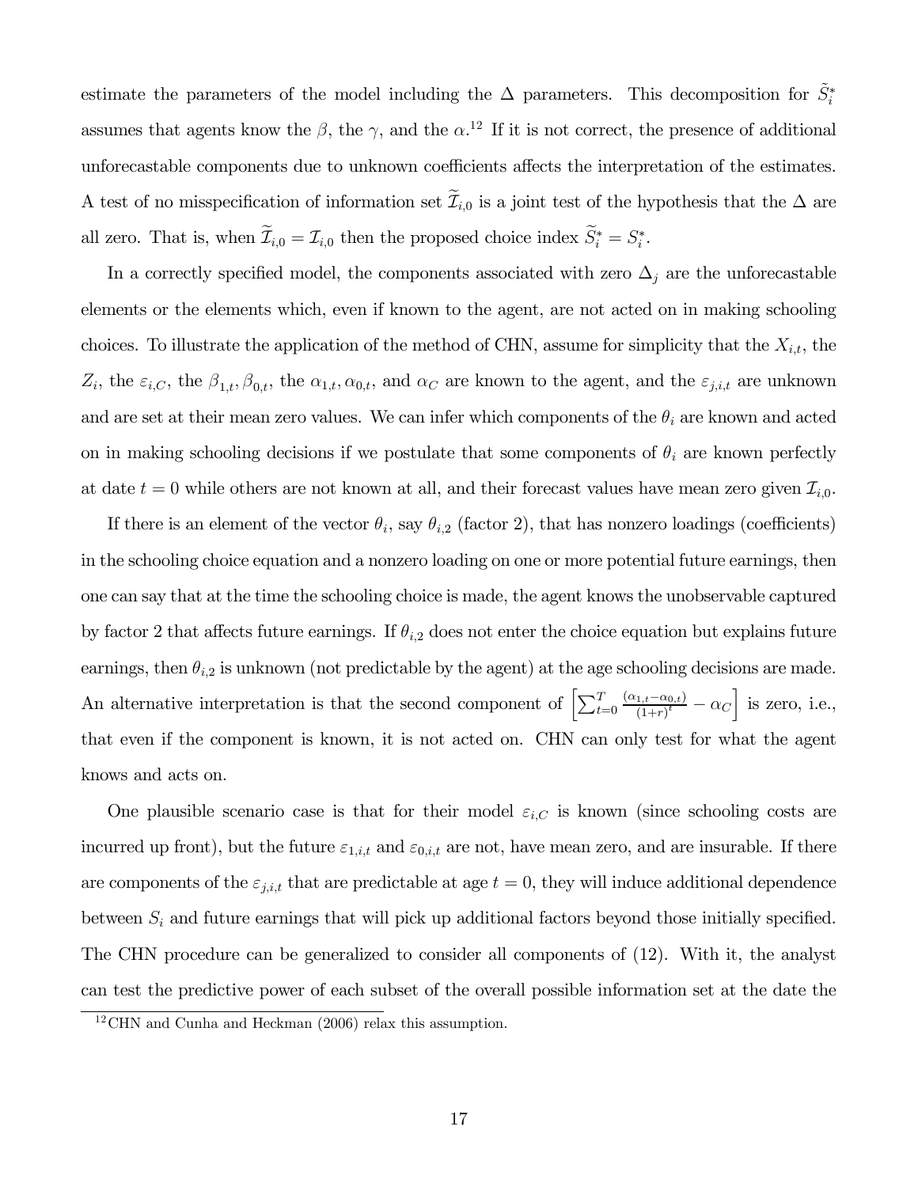estimate the parameters of the model including the $\Delta$ parameters. This decomposition for $\tilde{S}_i^*$ assumes that agents know the $\beta$, the $\gamma$, and the $\alpha$.[12] If it is not correct, the presence of additional unforecastable components due to unknown coefficients affects the interpretation of the estimates. A test of no misspecification of information set $\widetilde{\mathcal{I}}_{i,0}$ is a joint test of the hypothesis that the $\Delta$ are all zero. That is, when $\widetilde{\mathcal{I}}_{i,0} = \mathcal{I}_{i,0}$ then the proposed choice index $\widetilde{S}_i^* = S_i^*$.

In a correctly specified model, the components associated with zero $\Delta_j$ are the unforecastable elements or the elements which, even if known to the agent, are not acted on in making schooling choices. To illustrate the application of the method of CHN, assume for simplicity that the $X_{i,t}$, the $Z_i$, the $\varepsilon_{i,C}$, the $\beta_{1,t}, \beta_{0,t}$, the $\alpha_{1,t}, \alpha_{0,t}$, and $\alpha_C$ are known to the agent, and the $\varepsilon_{j,i,t}$ are unknown and are set at their mean zero values. We can infer which components of the $\theta_i$ are known and acted on in making schooling decisions if we postulate that some components of $\theta_i$ are known perfectly at date $t = 0$ while others are not known at all, and their forecast values have mean zero given $\mathcal{I}_{i,0}$.

If there is an element of the vector $\theta_i$, say $\theta_{i,2}$ (factor 2), that has nonzero loadings (coefficients) in the schooling choice equation and a nonzero loading on one or more potential future earnings, then one can say that at the time the schooling choice is made, the agent knows the unobservable captured by factor 2 that affects future earnings. If $\theta_{i,2}$ does not enter the choice equation but explains future earnings, then $\theta_{i,2}$ is unknown (not predictable by the agent) at the age schooling decisions are made. An alternative interpretation is that the second component of $\left[\sum_{t=0}^{T} \frac{(\alpha_{1,t} - \alpha_{0,t})}{(1+r)^t} - \alpha_C\right]$ is zero, i.e., that even if the component is known, it is not acted on. CHN can only test for what the agent knows and acts on.

One plausible scenario case is that for their model $\varepsilon_{i,C}$ is known (since schooling costs are incurred up front), but the future $\varepsilon_{1,i,t}$ and $\varepsilon_{0,i,t}$ are not, have mean zero, and are insurable. If there are components of the $\varepsilon_{j,i,t}$ that are predictable at age $t = 0$, they will induce additional dependence between $S_i$ and future earnings that will pick up additional factors beyond those initially specified. The CHN procedure can be generalized to consider all components of (12). With it, the analyst can test the predictive power of each subset of the overall possible information set at the date the

[12] CHN and Cunha and Heckman (2006) relax this assumption.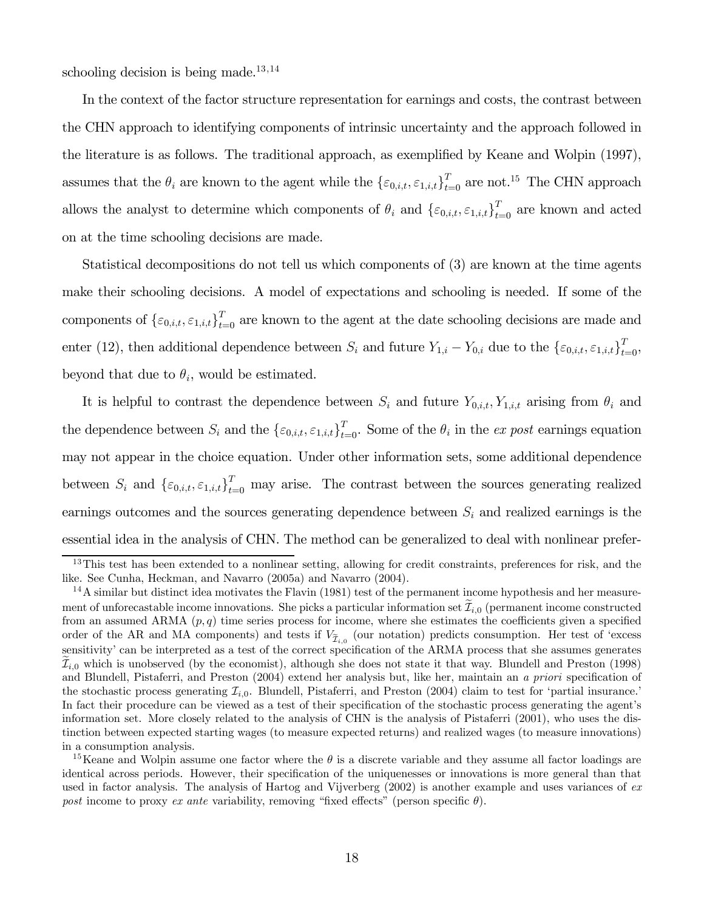schooling decision is being made.[13,14]

In the context of the factor structure representation for earnings and costs, the contrast between the CHN approach to identifying components of intrinsic uncertainty and the approach followed in the literature is as follows. The traditional approach, as exemplified by Keane and Wolpin (1997), assumes that the $\theta_i$ are known to the agent while the $\{\varepsilon_{0,i,t}, \varepsilon_{1,i,t}\}_{t=0}^{T}$ are not.[15] The CHN approach allows the analyst to determine which components of $\theta_i$ and $\{\varepsilon_{0,i,t}, \varepsilon_{1,i,t}\}_{t=0}^{T}$ are known and acted on at the time schooling decisions are made.

Statistical decompositions do not tell us which components of (3) are known at the time agents make their schooling decisions. A model of expectations and schooling is needed. If some of the components of $\{\varepsilon_{0,i,t}, \varepsilon_{1,i,t}\}_{t=0}^{T}$ are known to the agent at the date schooling decisions are made and enter (12), then additional dependence between $S_i$ and future $Y_{1,i} - Y_{0,i}$ due to the $\{\varepsilon_{0,i,t}, \varepsilon_{1,i,t}\}_{t=0}^{T}$, beyond that due to $\theta_i$, would be estimated.

It is helpful to contrast the dependence between $S_i$ and future $Y_{0,i,t}, Y_{1,i,t}$ arising from $\theta_i$ and the dependence between $S_i$ and the $\{\varepsilon_{0,i,t}, \varepsilon_{1,i,t}\}_{t=0}^{T}$. Some of the $\theta_i$ in the *ex post* earnings equation may not appear in the choice equation. Under other information sets, some additional dependence between $S_i$ and $\{\varepsilon_{0,i,t}, \varepsilon_{1,i,t}\}_{t=0}^{T}$ may arise. The contrast between the sources generating realized earnings outcomes and the sources generating dependence between $S_i$ and realized earnings is the essential idea in the analysis of CHN. The method can be generalized to deal with nonlinear prefer-

---

[13] This test has been extended to a nonlinear setting, allowing for credit constraints, preferences for risk, and the like. See Cunha, Heckman, and Navarro (2005a) and Navarro (2004).

[14] A similar but distinct idea motivates the Flavin (1981) test of the permanent income hypothesis and her measurement of unforecastable income innovations. She picks a particular information set $\widetilde{\mathcal{I}}_{i,0}$ (permanent income constructed from an assumed ARMA $(p, q)$ time series process for income, where she estimates the coefficients given a specified order of the AR and MA components) and tests if $V_{\widetilde{\mathcal{I}}_{i,0}}$ (our notation) predicts consumption. Her test of 'excess sensitivity' can be interpreted as a test of the correct specification of the ARMA process that she assumes generates $\widetilde{\mathcal{I}}_{i,0}$ which is unobserved (by the economist), although she does not state it that way. Blundell and Preston (1998) and Blundell, Pistaferri, and Preston (2004) extend her analysis but, like her, maintain an *a priori* specification of the stochastic process generating $\mathcal{I}_{i,0}$. Blundell, Pistaferri, and Preston (2004) claim to test for 'partial insurance.' In fact their procedure can be viewed as a test of their specification of the stochastic process generating the agent's information set. More closely related to the analysis of CHN is the analysis of Pistaferri (2001), who uses the distinction between expected starting wages (to measure expected returns) and realized wages (to measure innovations) in a consumption analysis.

[15] Keane and Wolpin assume one factor where the $\theta$ is a discrete variable and they assume all factor loadings are identical across periods. However, their specification of the uniquenesses or innovations is more general than that used in factor analysis. The analysis of Hartog and Vijverberg (2002) is another example and uses variances of *ex post* income to proxy *ex ante* variability, removing "fixed effects" (person specific $\theta$).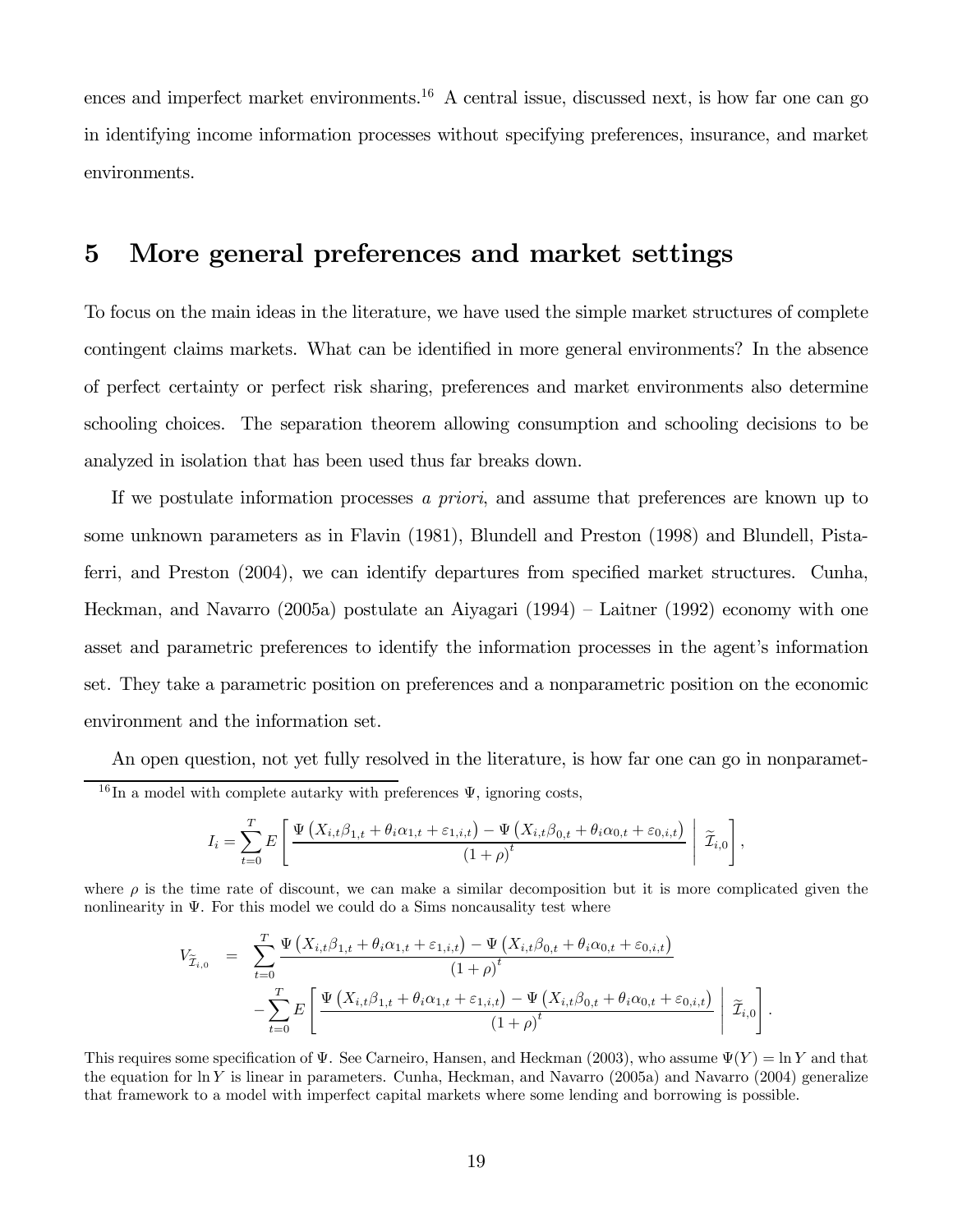ences and imperfect market environments.[16] A central issue, discussed next, is how far one can go in identifying income information processes without specifying preferences, insurance, and market environments.

# 5 More general preferences and market settings

To focus on the main ideas in the literature, we have used the simple market structures of complete contingent claims markets. What can be identified in more general environments? In the absence of perfect certainty or perfect risk sharing, preferences and market environments also determine schooling choices. The separation theorem allowing consumption and schooling decisions to be analyzed in isolation that has been used thus far breaks down.

If we postulate information processes *a priori*, and assume that preferences are known up to some unknown parameters as in Flavin (1981), Blundell and Preston (1998) and Blundell, Pistaferri, and Preston (2004), we can identify departures from specified market structures. Cunha, Heckman, and Navarro (2005a) postulate an Aiyagari (1994) – Laitner (1992) economy with one asset and parametric preferences to identify the information processes in the agent's information set. They take a parametric position on preferences and a nonparametric position on the economic environment and the information set.

An open question, not yet fully resolved in the literature, is how far one can go in nonparamet-

[16] In a model with complete autarky with preferences $\Psi$, ignoring costs,

$$I_i = \sum_{t=0}^{T} E\left[ \frac{\Psi\left(X_{i,t}\beta_{1,t} + \theta_i\alpha_{1,t} + \varepsilon_{1,i,t}\right) - \Psi\left(X_{i,t}\beta_{0,t} + \theta_i\alpha_{0,t} + \varepsilon_{0,i,t}\right)}{(1+\rho)^t} \;\middle|\; \widetilde{\mathcal{I}}_{i,0} \right],$$

where $\rho$ is the time rate of discount, we can make a similar decomposition but it is more complicated given the nonlinearity in $\Psi$. For this model we could do a Sims noncausality test where

$$\begin{aligned} V_{\widetilde{\mathcal{I}}_{i,0}} &= \sum_{t=0}^{T} \frac{\Psi\left(X_{i,t}\beta_{1,t} + \theta_i\alpha_{1,t} + \varepsilon_{1,i,t}\right) - \Psi\left(X_{i,t}\beta_{0,t} + \theta_i\alpha_{0,t} + \varepsilon_{0,i,t}\right)}{(1+\rho)^t} \\ &\quad - \sum_{t=0}^{T} E\left[ \frac{\Psi\left(X_{i,t}\beta_{1,t} + \theta_i\alpha_{1,t} + \varepsilon_{1,i,t}\right) - \Psi\left(X_{i,t}\beta_{0,t} + \theta_i\alpha_{0,t} + \varepsilon_{0,i,t}\right)}{(1+\rho)^t} \;\middle|\; \widetilde{\mathcal{I}}_{i,0} \right]. \end{aligned}$$

This requires some specification of $\Psi$. See Carneiro, Hansen, and Heckman (2003), who assume $\Psi(Y) = \ln Y$ and that the equation for $\ln Y$ is linear in parameters. Cunha, Heckman, and Navarro (2005a) and Navarro (2004) generalize that framework to a model with imperfect capital markets where some lending and borrowing is possible.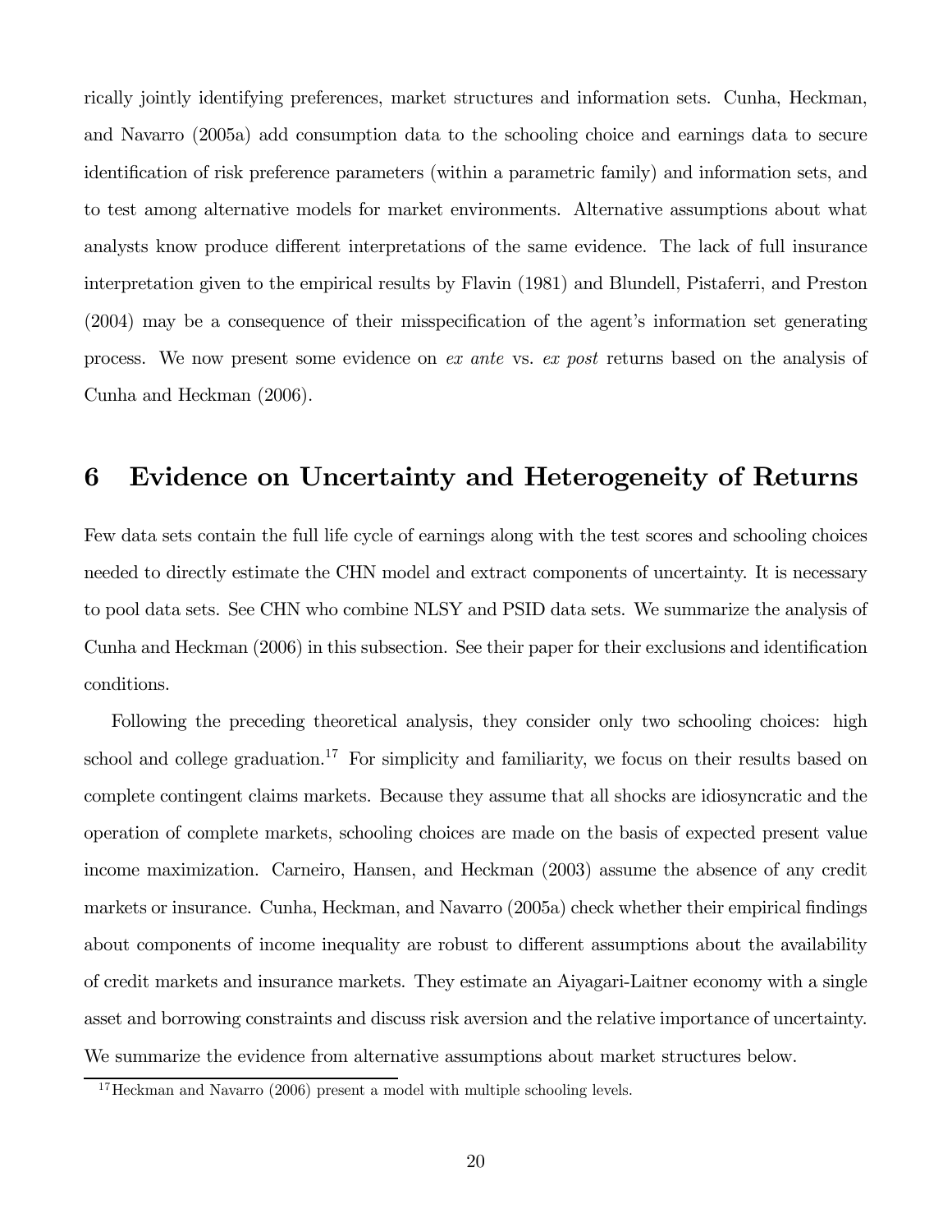rically jointly identifying preferences, market structures and information sets. Cunha, Heckman, and Navarro (2005a) add consumption data to the schooling choice and earnings data to secure identification of risk preference parameters (within a parametric family) and information sets, and to test among alternative models for market environments. Alternative assumptions about what analysts know produce different interpretations of the same evidence. The lack of full insurance interpretation given to the empirical results by Flavin (1981) and Blundell, Pistaferri, and Preston (2004) may be a consequence of their misspecification of the agent's information set generating process. We now present some evidence on *ex ante* vs. *ex post* returns based on the analysis of Cunha and Heckman (2006).

# 6 Evidence on Uncertainty and Heterogeneity of Returns

Few data sets contain the full life cycle of earnings along with the test scores and schooling choices needed to directly estimate the CHN model and extract components of uncertainty. It is necessary to pool data sets. See CHN who combine NLSY and PSID data sets. We summarize the analysis of Cunha and Heckman (2006) in this subsection. See their paper for their exclusions and identification conditions.

Following the preceding theoretical analysis, they consider only two schooling choices: high school and college graduation.[17] For simplicity and familiarity, we focus on their results based on complete contingent claims markets. Because they assume that all shocks are idiosyncratic and the operation of complete markets, schooling choices are made on the basis of expected present value income maximization. Carneiro, Hansen, and Heckman (2003) assume the absence of any credit markets or insurance. Cunha, Heckman, and Navarro (2005a) check whether their empirical findings about components of income inequality are robust to different assumptions about the availability of credit markets and insurance markets. They estimate an Aiyagari-Laitner economy with a single asset and borrowing constraints and discuss risk aversion and the relative importance of uncertainty. We summarize the evidence from alternative assumptions about market structures below.

[17] Heckman and Navarro (2006) present a model with multiple schooling levels.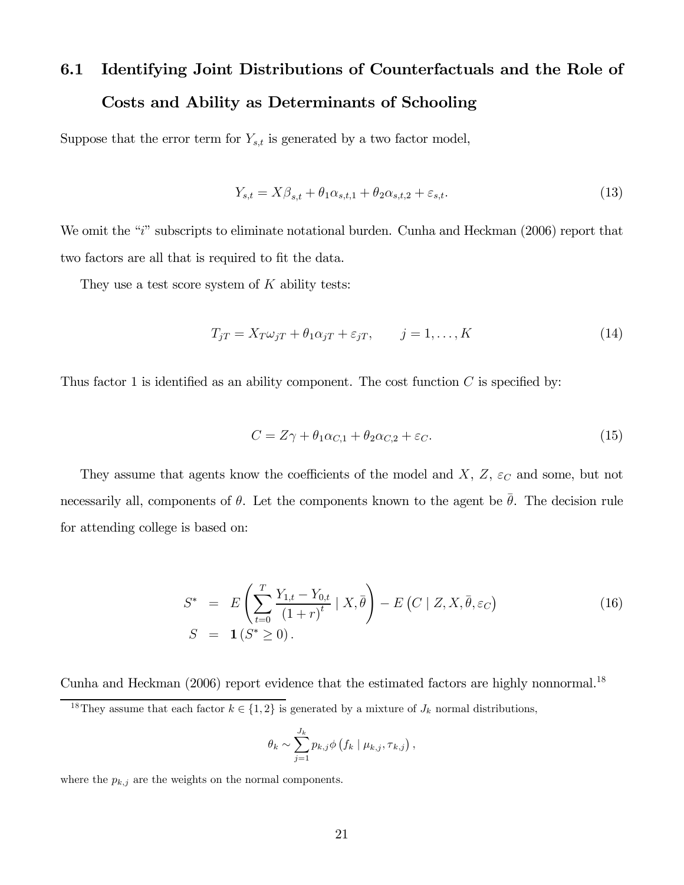### 6.1 Identifying Joint Distributions of Counterfactuals and the Role of Costs and Ability as Determinants of Schooling

Suppose that the error term for $Y_{s,t}$ is generated by a two factor model,

$$Y_{s,t} = X\beta_{s,t} + \theta_1 \alpha_{s,t,1} + \theta_2 \alpha_{s,t,2} + \varepsilon_{s,t}. \tag{13}$$

We omit the "$i$" subscripts to eliminate notational burden. Cunha and Heckman (2006) report that two factors are all that is required to fit the data.

They use a test score system of $K$ ability tests:

$$T_{jT} = X_T \omega_{jT} + \theta_1 \alpha_{jT} + \varepsilon_{jT}, \qquad j = 1, \ldots, K \tag{14}$$

Thus factor 1 is identified as an ability component. The cost function $C$ is specified by:

$$C = Z\gamma + \theta_1 \alpha_{C,1} + \theta_2 \alpha_{C,2} + \varepsilon_C. \tag{15}$$

They assume that agents know the coefficients of the model and $X$, $Z$, $\varepsilon_C$ and some, but not necessarily all, components of $\theta$. Let the components known to the agent be $\bar{\theta}$. The decision rule for attending college is based on:

$$\begin{aligned} S^* &= E\left( \sum_{t=0}^{T} \frac{Y_{1,t} - Y_{0,t}}{(1+r)^t} \mid X, \bar{\theta} \right) - E\left(C \mid Z, X, \bar{\theta}, \varepsilon_C\right) \\ S &= \mathbf{1}\left(S^* \geq 0\right). \end{aligned} \tag{16}$$

Cunha and Heckman (2006) report evidence that the estimated factors are highly nonnormal.[18]

[18] They assume that each factor $k \in \{1, 2\}$ is generated by a mixture of $J_k$ normal distributions,

$$\theta_k \sim \sum_{j=1}^{J_k} p_{k,j} \phi\left(f_k \mid \mu_{k,j}, \tau_{k,j}\right),$$

where the $p_{k,j}$ are the weights on the normal components.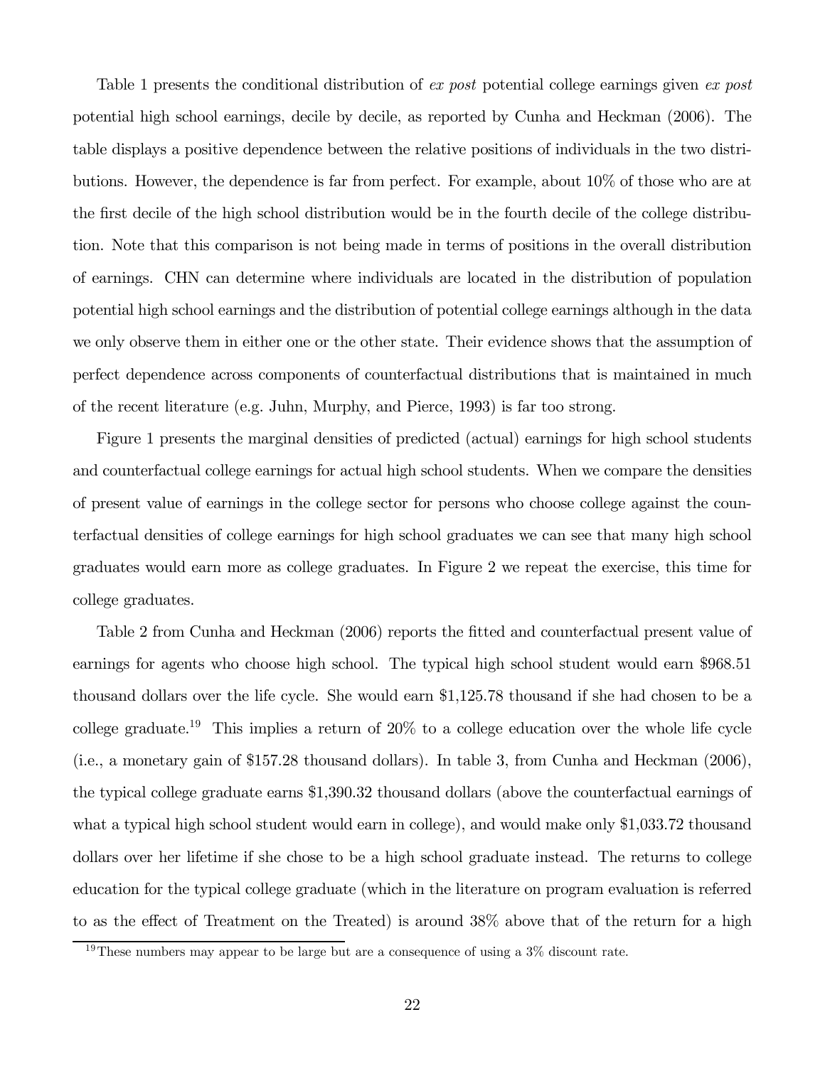Table 1 presents the conditional distribution of *ex post* potential college earnings given *ex post* potential high school earnings, decile by decile, as reported by Cunha and Heckman (2006). The table displays a positive dependence between the relative positions of individuals in the two distributions. However, the dependence is far from perfect. For example, about 10% of those who are at the first decile of the high school distribution would be in the fourth decile of the college distribution. Note that this comparison is not being made in terms of positions in the overall distribution of earnings. CHN can determine where individuals are located in the distribution of population potential high school earnings and the distribution of potential college earnings although in the data we only observe them in either one or the other state. Their evidence shows that the assumption of perfect dependence across components of counterfactual distributions that is maintained in much of the recent literature (e.g. Juhn, Murphy, and Pierce, 1993) is far too strong.

Figure 1 presents the marginal densities of predicted (actual) earnings for high school students and counterfactual college earnings for actual high school students. When we compare the densities of present value of earnings in the college sector for persons who choose college against the counterfactual densities of college earnings for high school graduates we can see that many high school graduates would earn more as college graduates. In Figure 2 we repeat the exercise, this time for college graduates.

Table 2 from Cunha and Heckman (2006) reports the fitted and counterfactual present value of earnings for agents who choose high school. The typical high school student would earn $968.51 thousand dollars over the life cycle. She would earn $1,125.78 thousand if she had chosen to be a college graduate.[19] This implies a return of 20% to a college education over the whole life cycle (i.e., a monetary gain of $157.28 thousand dollars). In table 3, from Cunha and Heckman (2006), the typical college graduate earns $1,390.32 thousand dollars (above the counterfactual earnings of what a typical high school student would earn in college), and would make only $1,033.72 thousand dollars over her lifetime if she chose to be a high school graduate instead. The returns to college education for the typical college graduate (which in the literature on program evaluation is referred to as the effect of Treatment on the Treated) is around 38% above that of the return for a high

[19] These numbers may appear to be large but are a consequence of using a 3% discount rate.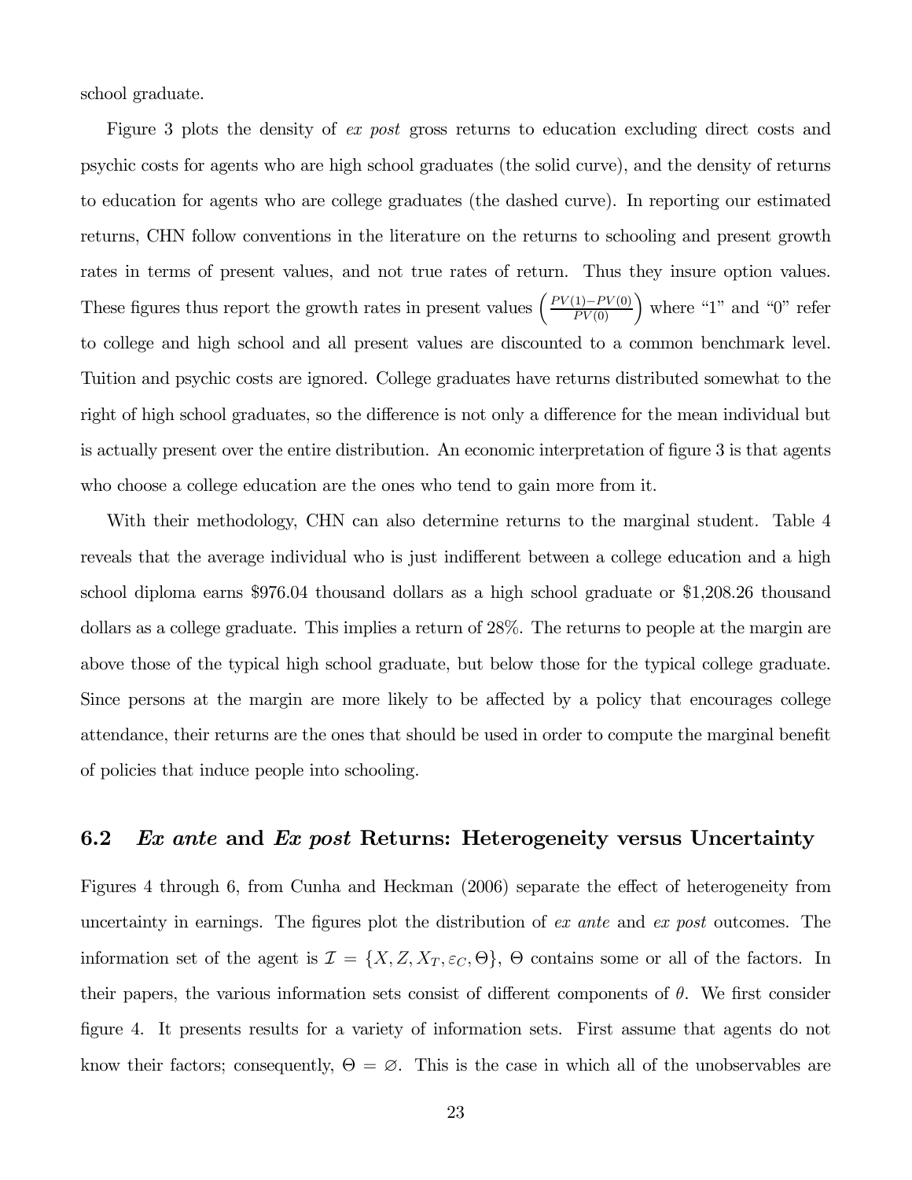school graduate.

Figure 3 plots the density of *ex post* gross returns to education excluding direct costs and psychic costs for agents who are high school graduates (the solid curve), and the density of returns to education for agents who are college graduates (the dashed curve). In reporting our estimated returns, CHN follow conventions in the literature on the returns to schooling and present growth rates in terms of present values, and not true rates of return. Thus they insure option values. These figures thus report the growth rates in present values $\left(\frac{PV(1)-PV(0)}{PV(0)}\right)$ where "1" and "0" refer to college and high school and all present values are discounted to a common benchmark level. Tuition and psychic costs are ignored. College graduates have returns distributed somewhat to the right of high school graduates, so the difference is not only a difference for the mean individual but is actually present over the entire distribution. An economic interpretation of figure 3 is that agents who choose a college education are the ones who tend to gain more from it.

With their methodology, CHN can also determine returns to the marginal student. Table 4 reveals that the average individual who is just indifferent between a college education and a high school diploma earns $976.04 thousand dollars as a high school graduate or $1,208.26 thousand dollars as a college graduate. This implies a return of 28%. The returns to people at the margin are above those of the typical high school graduate, but below those for the typical college graduate. Since persons at the margin are more likely to be affected by a policy that encourages college attendance, their returns are the ones that should be used in order to compute the marginal benefit of policies that induce people into schooling.

## 6.2 *Ex ante* and *Ex post* Returns: Heterogeneity versus Uncertainty

Figures 4 through 6, from Cunha and Heckman (2006) separate the effect of heterogeneity from uncertainty in earnings. The figures plot the distribution of *ex ante* and *ex post* outcomes. The information set of the agent is $\mathcal{I} = \{X, Z, X_T, \varepsilon_C, \Theta\}$, $\Theta$ contains some or all of the factors. In their papers, the various information sets consist of different components of $\theta$. We first consider figure 4. It presents results for a variety of information sets. First assume that agents do not know their factors; consequently, $\Theta = \varnothing$. This is the case in which all of the unobservables are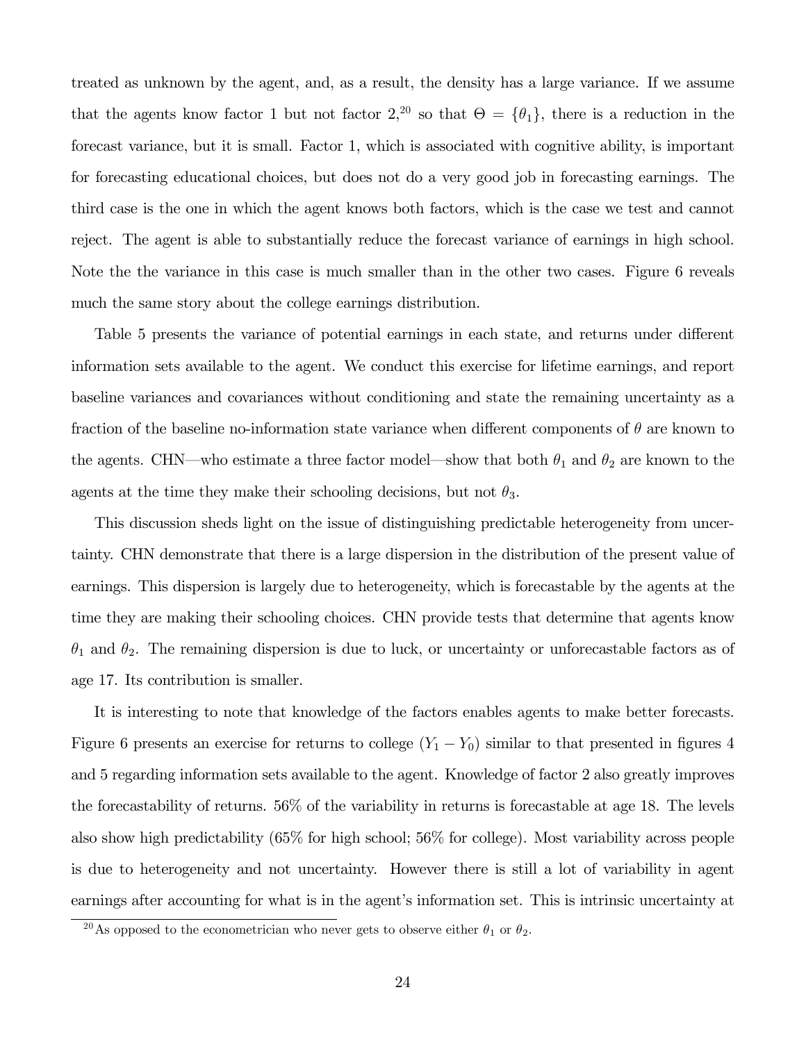treated as unknown by the agent, and, as a result, the density has a large variance. If we assume that the agents know factor 1 but not factor 2,[20] so that $\Theta = \{\theta_1\}$, there is a reduction in the forecast variance, but it is small. Factor 1, which is associated with cognitive ability, is important for forecasting educational choices, but does not do a very good job in forecasting earnings. The third case is the one in which the agent knows both factors, which is the case we test and cannot reject. The agent is able to substantially reduce the forecast variance of earnings in high school. Note the the variance in this case is much smaller than in the other two cases. Figure 6 reveals much the same story about the college earnings distribution.

Table 5 presents the variance of potential earnings in each state, and returns under different information sets available to the agent. We conduct this exercise for lifetime earnings, and report baseline variances and covariances without conditioning and state the remaining uncertainty as a fraction of the baseline no-information state variance when different components of $\theta$ are known to the agents. CHN—who estimate a three factor model—show that both $\theta_1$ and $\theta_2$ are known to the agents at the time they make their schooling decisions, but not $\theta_3$.

This discussion sheds light on the issue of distinguishing predictable heterogeneity from uncertainty. CHN demonstrate that there is a large dispersion in the distribution of the present value of earnings. This dispersion is largely due to heterogeneity, which is forecastable by the agents at the time they are making their schooling choices. CHN provide tests that determine that agents know $\theta_1$ and $\theta_2$. The remaining dispersion is due to luck, or uncertainty or unforecastable factors as of age 17. Its contribution is smaller.

It is interesting to note that knowledge of the factors enables agents to make better forecasts. Figure 6 presents an exercise for returns to college ($Y_1 - Y_0$) similar to that presented in figures 4 and 5 regarding information sets available to the agent. Knowledge of factor 2 also greatly improves the forecastability of returns. 56% of the variability in returns is forecastable at age 18. The levels also show high predictability (65% for high school; 56% for college). Most variability across people is due to heterogeneity and not uncertainty. However there is still a lot of variability in agent earnings after accounting for what is in the agent's information set. This is intrinsic uncertainty at

[20] As opposed to the econometrician who never gets to observe either $\theta_1$ or $\theta_2$.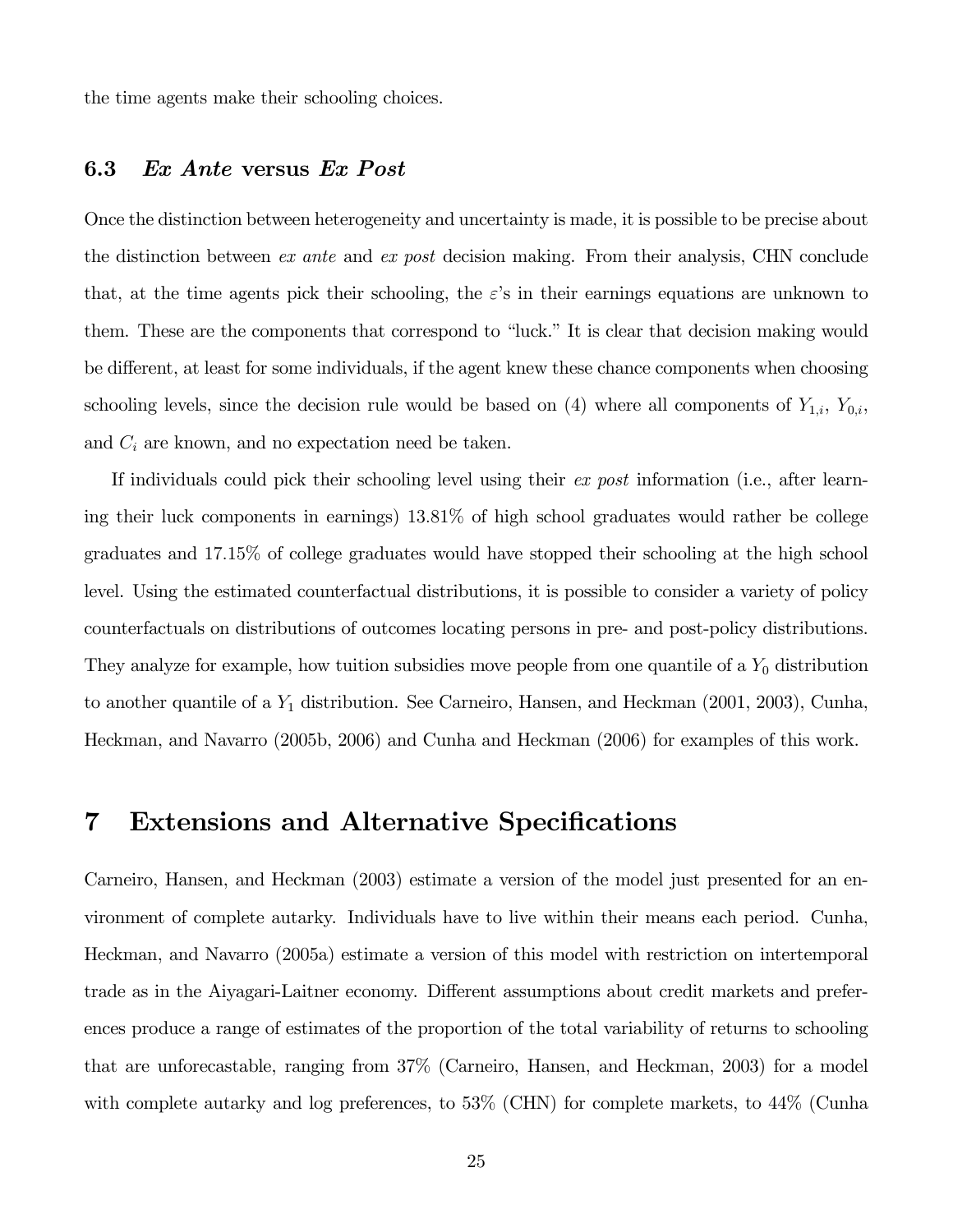the time agents make their schooling choices.

### 6.3 *Ex Ante* versus *Ex Post*

Once the distinction between heterogeneity and uncertainty is made, it is possible to be precise about the distinction between *ex ante* and *ex post* decision making. From their analysis, CHN conclude that, at the time agents pick their schooling, the $\varepsilon$'s in their earnings equations are unknown to them. These are the components that correspond to "luck." It is clear that decision making would be different, at least for some individuals, if the agent knew these chance components when choosing schooling levels, since the decision rule would be based on (4) where all components of $Y_{1,i}$, $Y_{0,i}$, and $C_i$ are known, and no expectation need be taken.

If individuals could pick their schooling level using their *ex post* information (i.e., after learning their luck components in earnings) 13.81% of high school graduates would rather be college graduates and 17.15% of college graduates would have stopped their schooling at the high school level. Using the estimated counterfactual distributions, it is possible to consider a variety of policy counterfactuals on distributions of outcomes locating persons in pre- and post-policy distributions. They analyze for example, how tuition subsidies move people from one quantile of a $Y_0$ distribution to another quantile of a $Y_1$ distribution. See Carneiro, Hansen, and Heckman (2001, 2003), Cunha, Heckman, and Navarro (2005b, 2006) and Cunha and Heckman (2006) for examples of this work.

## 7 Extensions and Alternative Specifications

Carneiro, Hansen, and Heckman (2003) estimate a version of the model just presented for an environment of complete autarky. Individuals have to live within their means each period. Cunha, Heckman, and Navarro (2005a) estimate a version of this model with restriction on intertemporal trade as in the Aiyagari-Laitner economy. Different assumptions about credit markets and preferences produce a range of estimates of the proportion of the total variability of returns to schooling that are unforecastable, ranging from 37% (Carneiro, Hansen, and Heckman, 2003) for a model with complete autarky and log preferences, to 53% (CHN) for complete markets, to 44% (Cunha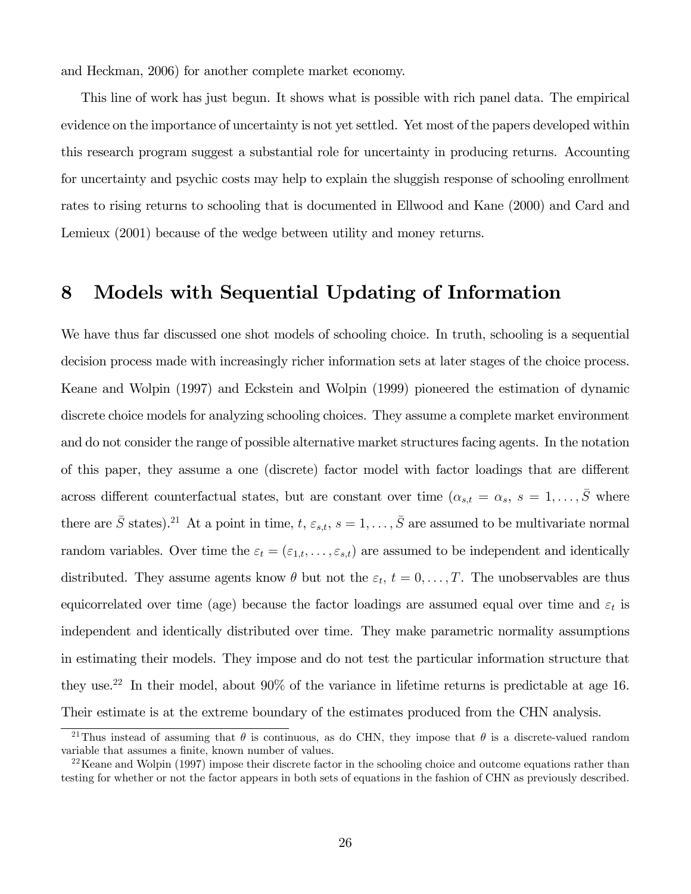and Heckman, 2006) for another complete market economy.

This line of work has just begun. It shows what is possible with rich panel data. The empirical evidence on the importance of uncertainty is not yet settled. Yet most of the papers developed within this research program suggest a substantial role for uncertainty in producing returns. Accounting for uncertainty and psychic costs may help to explain the sluggish response of schooling enrollment rates to rising returns to schooling that is documented in Ellwood and Kane (2000) and Card and Lemieux (2001) because of the wedge between utility and money returns.

# 8 Models with Sequential Updating of Information

We have thus far discussed one shot models of schooling choice. In truth, schooling is a sequential decision process made with increasingly richer information sets at later stages of the choice process. Keane and Wolpin (1997) and Eckstein and Wolpin (1999) pioneered the estimation of dynamic discrete choice models for analyzing schooling choices. They assume a complete market environment and do not consider the range of possible alternative market structures facing agents. In the notation of this paper, they assume a one (discrete) factor model with factor loadings that are different across different counterfactual states, but are constant over time ($\alpha_{s,t} = \alpha_s$, $s = 1, \ldots, \bar{S}$ where there are $\bar{S}$ states).[21] At a point in time, $t$, $\varepsilon_{s,t}$, $s = 1, \ldots, \bar{S}$ are assumed to be multivariate normal random variables. Over time the $\varepsilon_t = (\varepsilon_{1,t}, \ldots, \varepsilon_{s,t})$ are assumed to be independent and identically distributed. They assume agents know $\theta$ but not the $\varepsilon_t$, $t = 0, \ldots, T$. The unobservables are thus equicorrelated over time (age) because the factor loadings are assumed equal over time and $\varepsilon_t$ is independent and identically distributed over time. They make parametric normality assumptions in estimating their models. They impose and do not test the particular information structure that they use.[22] In their model, about 90% of the variance in lifetime returns is predictable at age 16. Their estimate is at the extreme boundary of the estimates produced from the CHN analysis.

[21] Thus instead of assuming that $\theta$ is continuous, as do CHN, they impose that $\theta$ is a discrete-valued random variable that assumes a finite, known number of values.

[22] Keane and Wolpin (1997) impose their discrete factor in the schooling choice and outcome equations rather than testing for whether or not the factor appears in both sets of equations in the fashion of CHN as previously described.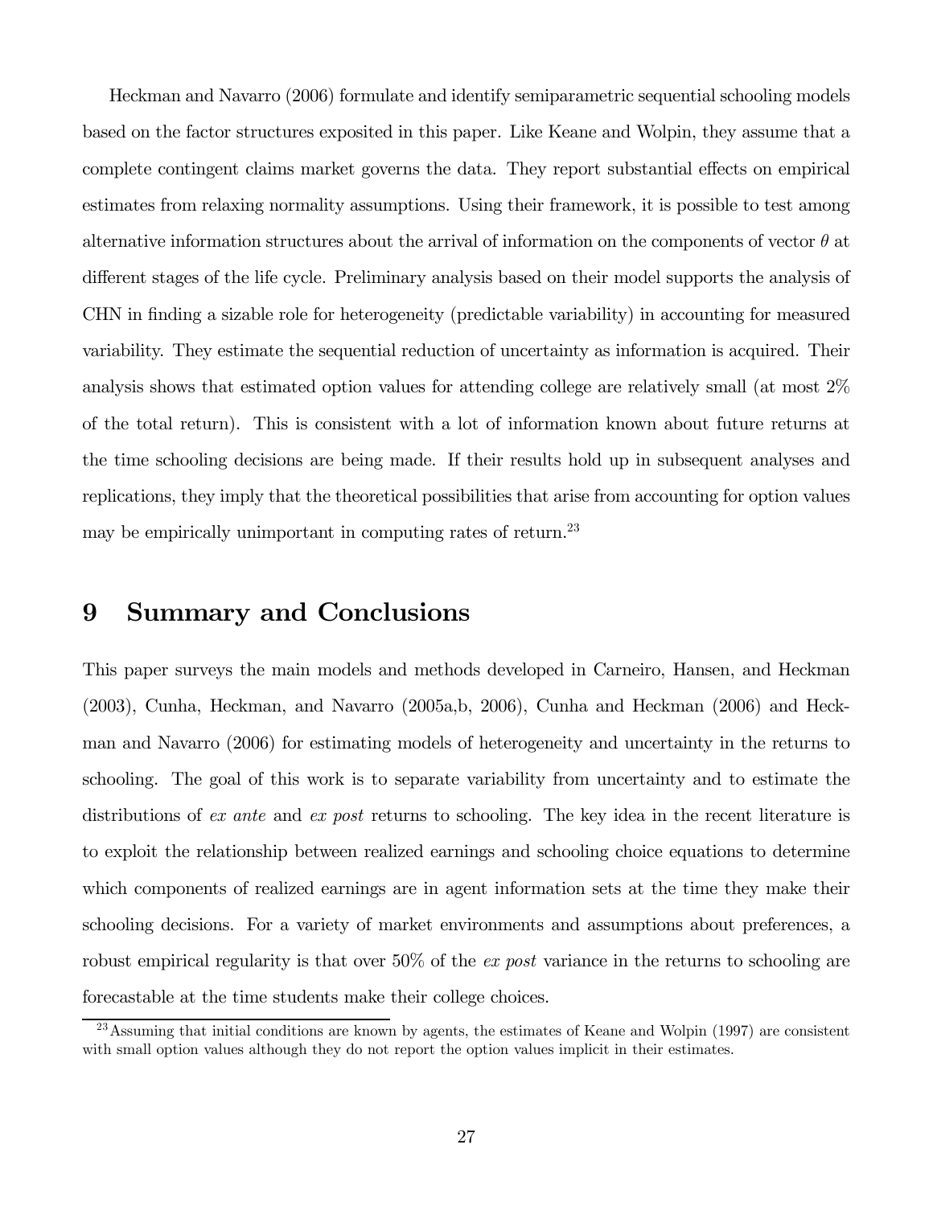Heckman and Navarro (2006) formulate and identify semiparametric sequential schooling models based on the factor structures exposited in this paper. Like Keane and Wolpin, they assume that a complete contingent claims market governs the data. They report substantial effects on empirical estimates from relaxing normality assumptions. Using their framework, it is possible to test among alternative information structures about the arrival of information on the components of vector $\theta$ at different stages of the life cycle. Preliminary analysis based on their model supports the analysis of CHN in finding a sizable role for heterogeneity (predictable variability) in accounting for measured variability. They estimate the sequential reduction of uncertainty as information is acquired. Their analysis shows that estimated option values for attending college are relatively small (at most 2% of the total return). This is consistent with a lot of information known about future returns at the time schooling decisions are being made. If their results hold up in subsequent analyses and replications, they imply that the theoretical possibilities that arise from accounting for option values may be empirically unimportant in computing rates of return.[23]

# 9 Summary and Conclusions

This paper surveys the main models and methods developed in Carneiro, Hansen, and Heckman (2003), Cunha, Heckman, and Navarro (2005a,b, 2006), Cunha and Heckman (2006) and Heckman and Navarro (2006) for estimating models of heterogeneity and uncertainty in the returns to schooling. The goal of this work is to separate variability from uncertainty and to estimate the distributions of *ex ante* and *ex post* returns to schooling. The key idea in the recent literature is to exploit the relationship between realized earnings and schooling choice equations to determine which components of realized earnings are in agent information sets at the time they make their schooling decisions. For a variety of market environments and assumptions about preferences, a robust empirical regularity is that over 50% of the *ex post* variance in the returns to schooling are forecastable at the time students make their college choices.

[23] Assuming that initial conditions are known by agents, the estimates of Keane and Wolpin (1997) are consistent with small option values although they do not report the option values implicit in their estimates.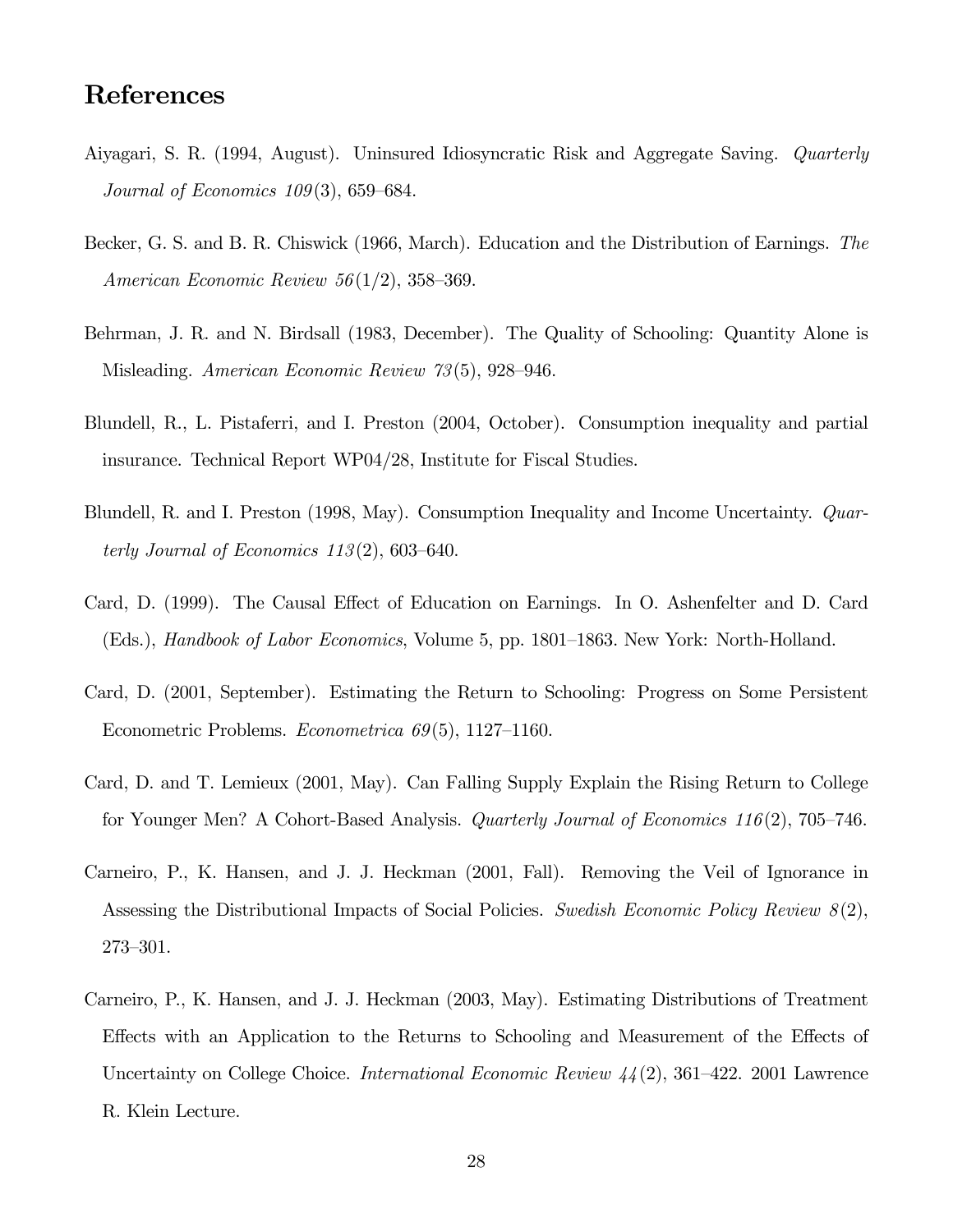# References

Aiyagari, S. R. (1994, August). Uninsured Idiosyncratic Risk and Aggregate Saving. *Quarterly Journal of Economics 109*(3), 659–684.

Becker, G. S. and B. R. Chiswick (1966, March). Education and the Distribution of Earnings. *The American Economic Review 56*(1/2), 358–369.

Behrman, J. R. and N. Birdsall (1983, December). The Quality of Schooling: Quantity Alone is Misleading. *American Economic Review 73*(5), 928–946.

Blundell, R., L. Pistaferri, and I. Preston (2004, October). Consumption inequality and partial insurance. Technical Report WP04/28, Institute for Fiscal Studies.

Blundell, R. and I. Preston (1998, May). Consumption Inequality and Income Uncertainty. *Quarterly Journal of Economics 113*(2), 603–640.

Card, D. (1999). The Causal Effect of Education on Earnings. In O. Ashenfelter and D. Card (Eds.), *Handbook of Labor Economics*, Volume 5, pp. 1801–1863. New York: North-Holland.

Card, D. (2001, September). Estimating the Return to Schooling: Progress on Some Persistent Econometric Problems. *Econometrica 69*(5), 1127–1160.

Card, D. and T. Lemieux (2001, May). Can Falling Supply Explain the Rising Return to College for Younger Men? A Cohort-Based Analysis. *Quarterly Journal of Economics 116*(2), 705–746.

Carneiro, P., K. Hansen, and J. J. Heckman (2001, Fall). Removing the Veil of Ignorance in Assessing the Distributional Impacts of Social Policies. *Swedish Economic Policy Review 8*(2), 273–301.

Carneiro, P., K. Hansen, and J. J. Heckman (2003, May). Estimating Distributions of Treatment Effects with an Application to the Returns to Schooling and Measurement of the Effects of Uncertainty on College Choice. *International Economic Review 44*(2), 361–422. 2001 Lawrence R. Klein Lecture.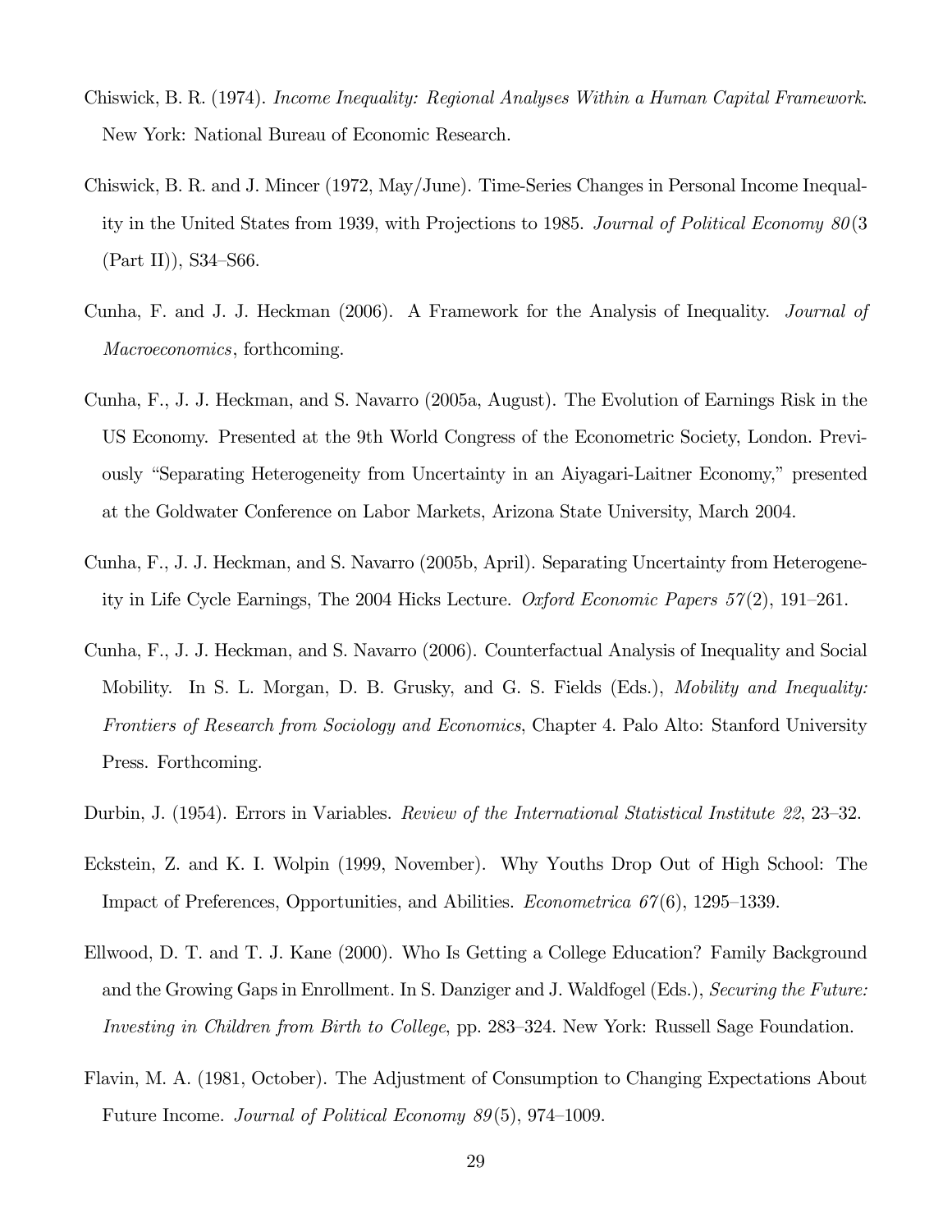Chiswick, B. R. (1974). *Income Inequality: Regional Analyses Within a Human Capital Framework*. New York: National Bureau of Economic Research.

Chiswick, B. R. and J. Mincer (1972, May/June). Time-Series Changes in Personal Income Inequality in the United States from 1939, with Projections to 1985. *Journal of Political Economy 80*(3 (Part II)), S34–S66.

Cunha, F. and J. J. Heckman (2006). A Framework for the Analysis of Inequality. *Journal of Macroeconomics*, forthcoming.

Cunha, F., J. J. Heckman, and S. Navarro (2005a, August). The Evolution of Earnings Risk in the US Economy. Presented at the 9th World Congress of the Econometric Society, London. Previously "Separating Heterogeneity from Uncertainty in an Aiyagari-Laitner Economy," presented at the Goldwater Conference on Labor Markets, Arizona State University, March 2004.

Cunha, F., J. J. Heckman, and S. Navarro (2005b, April). Separating Uncertainty from Heterogeneity in Life Cycle Earnings, The 2004 Hicks Lecture. *Oxford Economic Papers 57*(2), 191–261.

Cunha, F., J. J. Heckman, and S. Navarro (2006). Counterfactual Analysis of Inequality and Social Mobility. In S. L. Morgan, D. B. Grusky, and G. S. Fields (Eds.), *Mobility and Inequality: Frontiers of Research from Sociology and Economics*, Chapter 4. Palo Alto: Stanford University Press. Forthcoming.

Durbin, J. (1954). Errors in Variables. *Review of the International Statistical Institute 22*, 23–32.

Eckstein, Z. and K. I. Wolpin (1999, November). Why Youths Drop Out of High School: The Impact of Preferences, Opportunities, and Abilities. *Econometrica 67*(6), 1295–1339.

Ellwood, D. T. and T. J. Kane (2000). Who Is Getting a College Education? Family Background and the Growing Gaps in Enrollment. In S. Danziger and J. Waldfogel (Eds.), *Securing the Future: Investing in Children from Birth to College*, pp. 283–324. New York: Russell Sage Foundation.

Flavin, M. A. (1981, October). The Adjustment of Consumption to Changing Expectations About Future Income. *Journal of Political Economy 89*(5), 974–1009.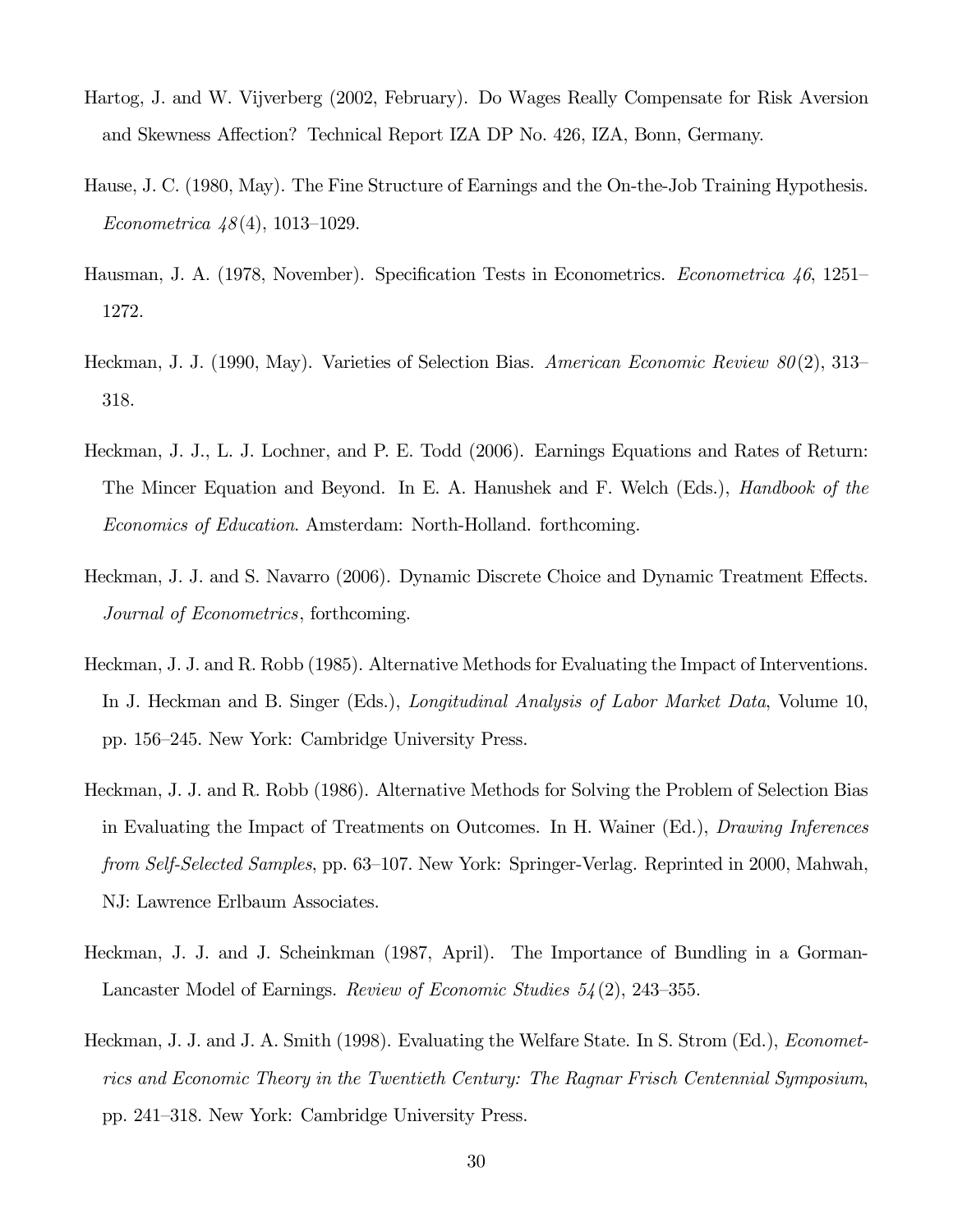Hartog, J. and W. Vijverberg (2002, February). Do Wages Really Compensate for Risk Aversion and Skewness Affection? Technical Report IZA DP No. 426, IZA, Bonn, Germany.

Hause, J. C. (1980, May). The Fine Structure of Earnings and the On-the-Job Training Hypothesis. *Econometrica 48*(4), 1013–1029.

Hausman, J. A. (1978, November). Specification Tests in Econometrics. *Econometrica 46*, 1251–1272.

Heckman, J. J. (1990, May). Varieties of Selection Bias. *American Economic Review 80*(2), 313–318.

Heckman, J. J., L. J. Lochner, and P. E. Todd (2006). Earnings Equations and Rates of Return: The Mincer Equation and Beyond. In E. A. Hanushek and F. Welch (Eds.), *Handbook of the Economics of Education*. Amsterdam: North-Holland. forthcoming.

Heckman, J. J. and S. Navarro (2006). Dynamic Discrete Choice and Dynamic Treatment Effects. *Journal of Econometrics*, forthcoming.

Heckman, J. J. and R. Robb (1985). Alternative Methods for Evaluating the Impact of Interventions. In J. Heckman and B. Singer (Eds.), *Longitudinal Analysis of Labor Market Data*, Volume 10, pp. 156–245. New York: Cambridge University Press.

Heckman, J. J. and R. Robb (1986). Alternative Methods for Solving the Problem of Selection Bias in Evaluating the Impact of Treatments on Outcomes. In H. Wainer (Ed.), *Drawing Inferences from Self-Selected Samples*, pp. 63–107. New York: Springer-Verlag. Reprinted in 2000, Mahwah, NJ: Lawrence Erlbaum Associates.

Heckman, J. J. and J. Scheinkman (1987, April). The Importance of Bundling in a Gorman-Lancaster Model of Earnings. *Review of Economic Studies 54*(2), 243–355.

Heckman, J. J. and J. A. Smith (1998). Evaluating the Welfare State. In S. Strom (Ed.), *Econometrics and Economic Theory in the Twentieth Century: The Ragnar Frisch Centennial Symposium*, pp. 241–318. New York: Cambridge University Press.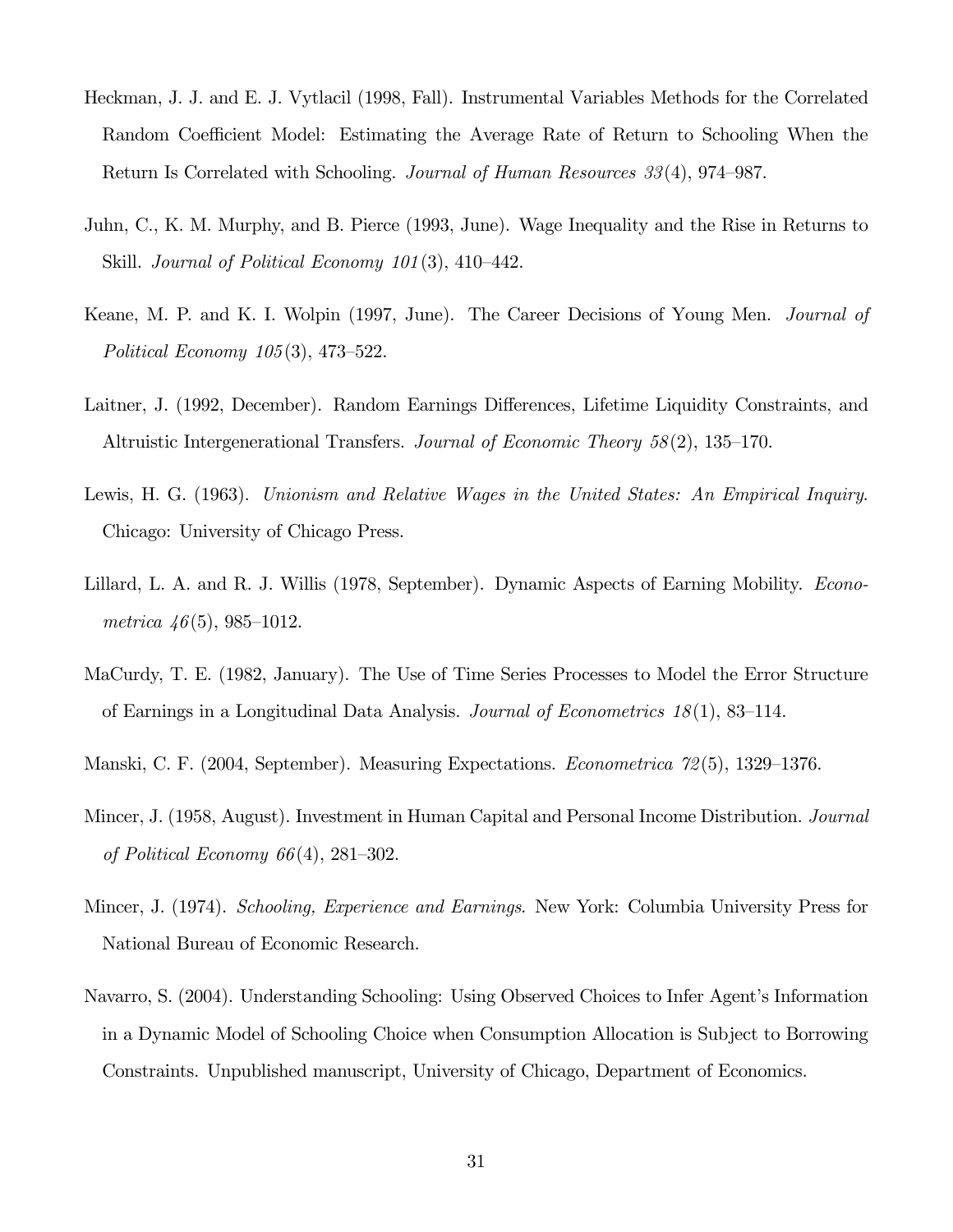Heckman, J. J. and E. J. Vytlacil (1998, Fall). Instrumental Variables Methods for the Correlated Random Coefficient Model: Estimating the Average Rate of Return to Schooling When the Return Is Correlated with Schooling. *Journal of Human Resources 33*(4), 974–987.

Juhn, C., K. M. Murphy, and B. Pierce (1993, June). Wage Inequality and the Rise in Returns to Skill. *Journal of Political Economy 101*(3), 410–442.

Keane, M. P. and K. I. Wolpin (1997, June). The Career Decisions of Young Men. *Journal of Political Economy 105*(3), 473–522.

Laitner, J. (1992, December). Random Earnings Differences, Lifetime Liquidity Constraints, and Altruistic Intergenerational Transfers. *Journal of Economic Theory 58*(2), 135–170.

Lewis, H. G. (1963). *Unionism and Relative Wages in the United States: An Empirical Inquiry*. Chicago: University of Chicago Press.

Lillard, L. A. and R. J. Willis (1978, September). Dynamic Aspects of Earning Mobility. *Econometrica 46*(5), 985–1012.

MaCurdy, T. E. (1982, January). The Use of Time Series Processes to Model the Error Structure of Earnings in a Longitudinal Data Analysis. *Journal of Econometrics 18*(1), 83–114.

Manski, C. F. (2004, September). Measuring Expectations. *Econometrica 72*(5), 1329–1376.

Mincer, J. (1958, August). Investment in Human Capital and Personal Income Distribution. *Journal of Political Economy 66*(4), 281–302.

Mincer, J. (1974). *Schooling, Experience and Earnings*. New York: Columbia University Press for National Bureau of Economic Research.

Navarro, S. (2004). Understanding Schooling: Using Observed Choices to Infer Agent's Information in a Dynamic Model of Schooling Choice when Consumption Allocation is Subject to Borrowing Constraints. Unpublished manuscript, University of Chicago, Department of Economics.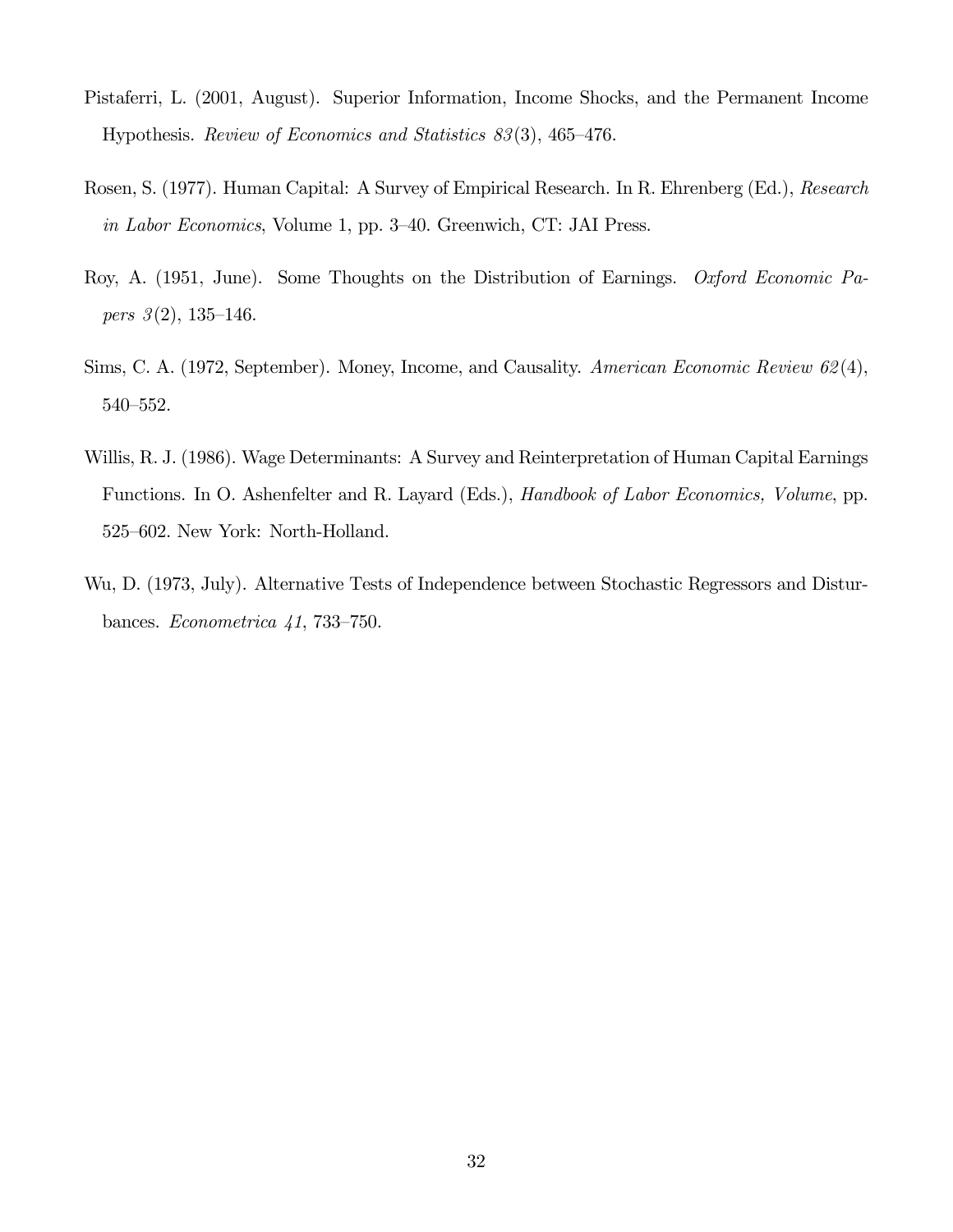Pistaferri, L. (2001, August). Superior Information, Income Shocks, and the Permanent Income Hypothesis. *Review of Economics and Statistics 83*(3), 465–476.

Rosen, S. (1977). Human Capital: A Survey of Empirical Research. In R. Ehrenberg (Ed.), *Research in Labor Economics*, Volume 1, pp. 3–40. Greenwich, CT: JAI Press.

Roy, A. (1951, June). Some Thoughts on the Distribution of Earnings. *Oxford Economic Papers 3*(2), 135–146.

Sims, C. A. (1972, September). Money, Income, and Causality. *American Economic Review 62*(4), 540–552.

Willis, R. J. (1986). Wage Determinants: A Survey and Reinterpretation of Human Capital Earnings Functions. In O. Ashenfelter and R. Layard (Eds.), *Handbook of Labor Economics, Volume*, pp. 525–602. New York: North-Holland.

Wu, D. (1973, July). Alternative Tests of Independence between Stochastic Regressors and Disturbances. *Econometrica 41*, 733–750.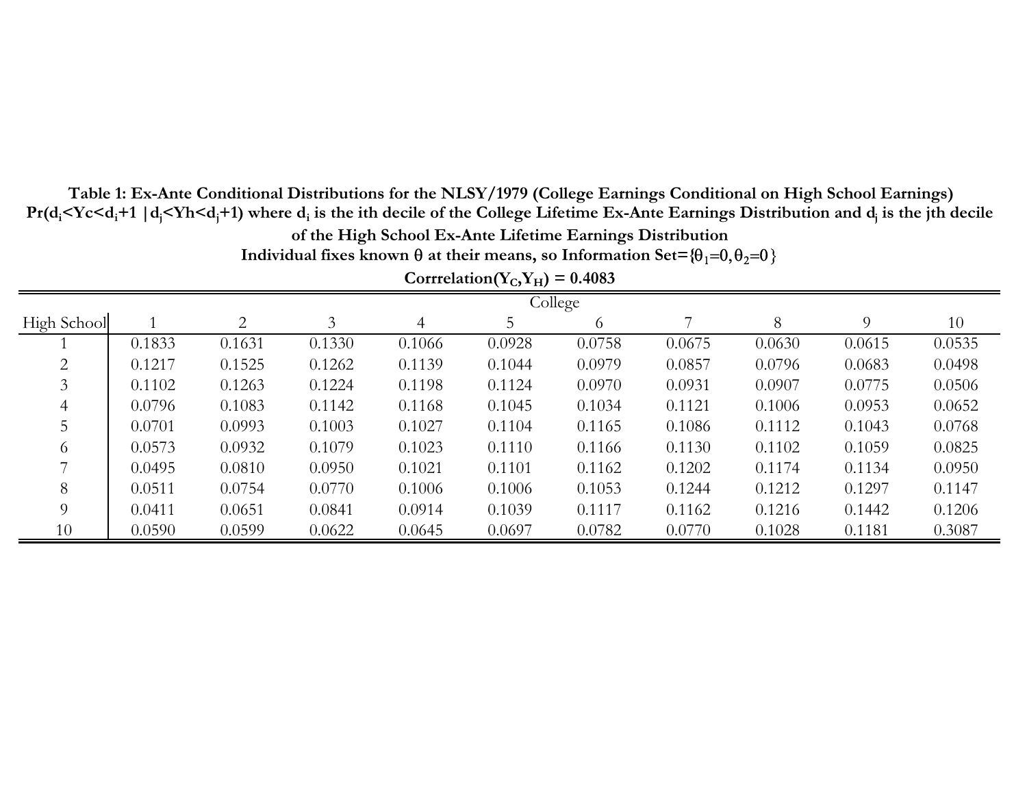**Table 1: Ex-Ante Conditional Distributions for the NLSY/1979 (College Earnings Conditional on High School Earnings)**

**$Pr(d_i<Yc<d_i+1 \mid d_j<Yh<d_j+1)$ where $d_i$ is the ith decile of the College Lifetime Ex-Ante Earnings Distribution and $d_j$ is the jth decile of the High School Ex-Ante Lifetime Earnings Distribution**

**Individual fixes known $\theta$ at their means, so Information Set=$\{\theta_1=0, \theta_2=0\}$**

**Corrrelation($Y_C$,$Y_H$) = 0.4083**

| | College | | | | | | | | | |
|---|---|---|---|---|---|---|---|---|---|---|
| High School | 1 | 2 | 3 | 4 | 5 | 6 | 7 | 8 | 9 | 10 |
| 1 | 0.1833 | 0.1631 | 0.1330 | 0.1066 | 0.0928 | 0.0758 | 0.0675 | 0.0630 | 0.0615 | 0.0535 |
| 2 | 0.1217 | 0.1525 | 0.1262 | 0.1139 | 0.1044 | 0.0979 | 0.0857 | 0.0796 | 0.0683 | 0.0498 |
| 3 | 0.1102 | 0.1263 | 0.1224 | 0.1198 | 0.1124 | 0.0970 | 0.0931 | 0.0907 | 0.0775 | 0.0506 |
| 4 | 0.0796 | 0.1083 | 0.1142 | 0.1168 | 0.1045 | 0.1034 | 0.1121 | 0.1006 | 0.0953 | 0.0652 |
| 5 | 0.0701 | 0.0993 | 0.1003 | 0.1027 | 0.1104 | 0.1165 | 0.1086 | 0.1112 | 0.1043 | 0.0768 |
| 6 | 0.0573 | 0.0932 | 0.1079 | 0.1023 | 0.1110 | 0.1166 | 0.1130 | 0.1102 | 0.1059 | 0.0825 |
| 7 | 0.0495 | 0.0810 | 0.0950 | 0.1021 | 0.1101 | 0.1162 | 0.1202 | 0.1174 | 0.1134 | 0.0950 |
| 8 | 0.0511 | 0.0754 | 0.0770 | 0.1006 | 0.1006 | 0.1053 | 0.1244 | 0.1212 | 0.1297 | 0.1147 |
| 9 | 0.0411 | 0.0651 | 0.0841 | 0.0914 | 0.1039 | 0.1117 | 0.1162 | 0.1216 | 0.1442 | 0.1206 |
| 10 | 0.0590 | 0.0599 | 0.0622 | 0.0645 | 0.0697 | 0.0782 | 0.0770 | 0.1028 | 0.1181 | 0.3087 |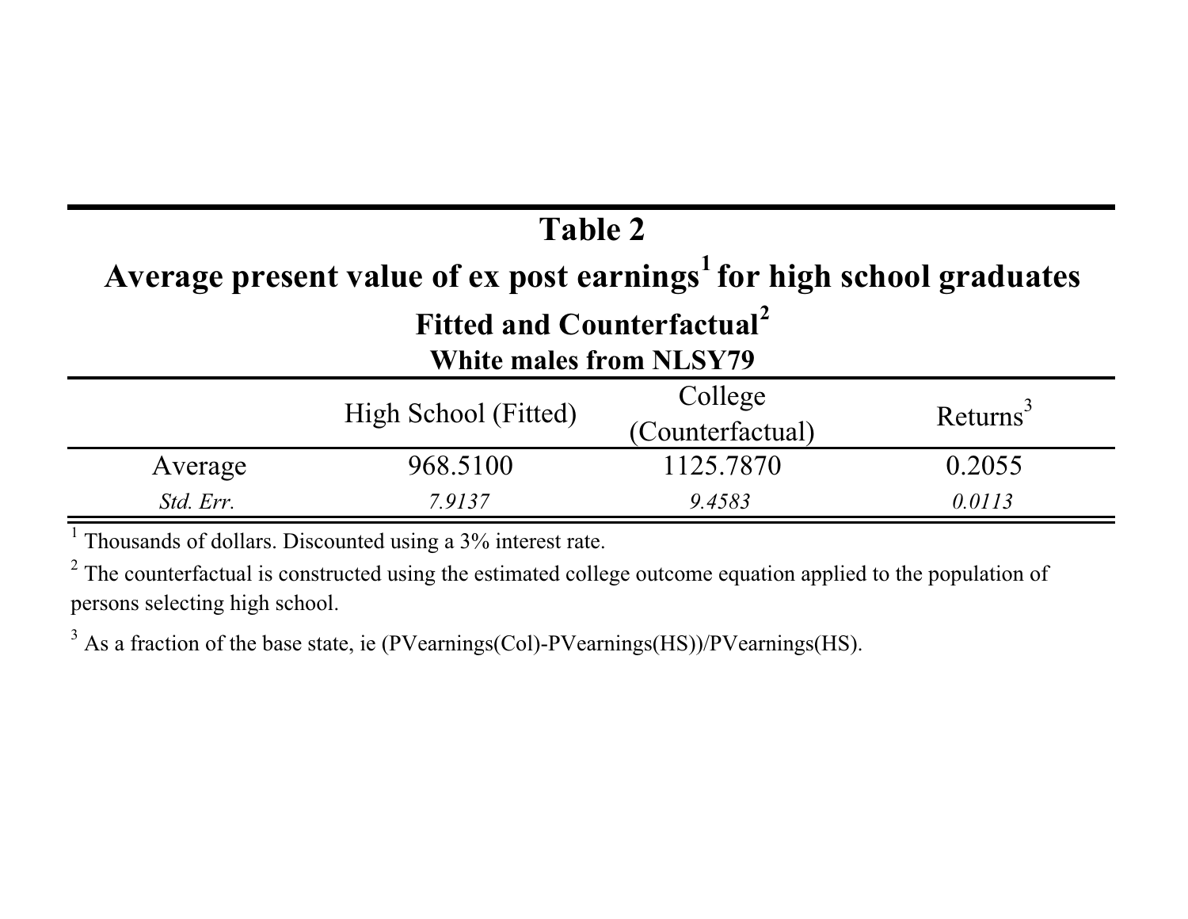## Table 2

### Average present value of ex post earnings[1] for high school graduates

### Fitted and Counterfactual[2]

**White males from NLSY79**

| | High School (Fitted) | College (Counterfactual) | Returns[3] |
|---|---|---|---|
| Average | 968.5100 | 1125.7870 | 0.2055 |
| *Std. Err.* | *7.9137* | *9.4583* | *0.0113* |

[1] Thousands of dollars. Discounted using a 3% interest rate.

[2] The counterfactual is constructed using the estimated college outcome equation applied to the population of persons selecting high school.

[3] As a fraction of the base state, ie (PVearnings(Col)-PVearnings(HS))/PVearnings(HS).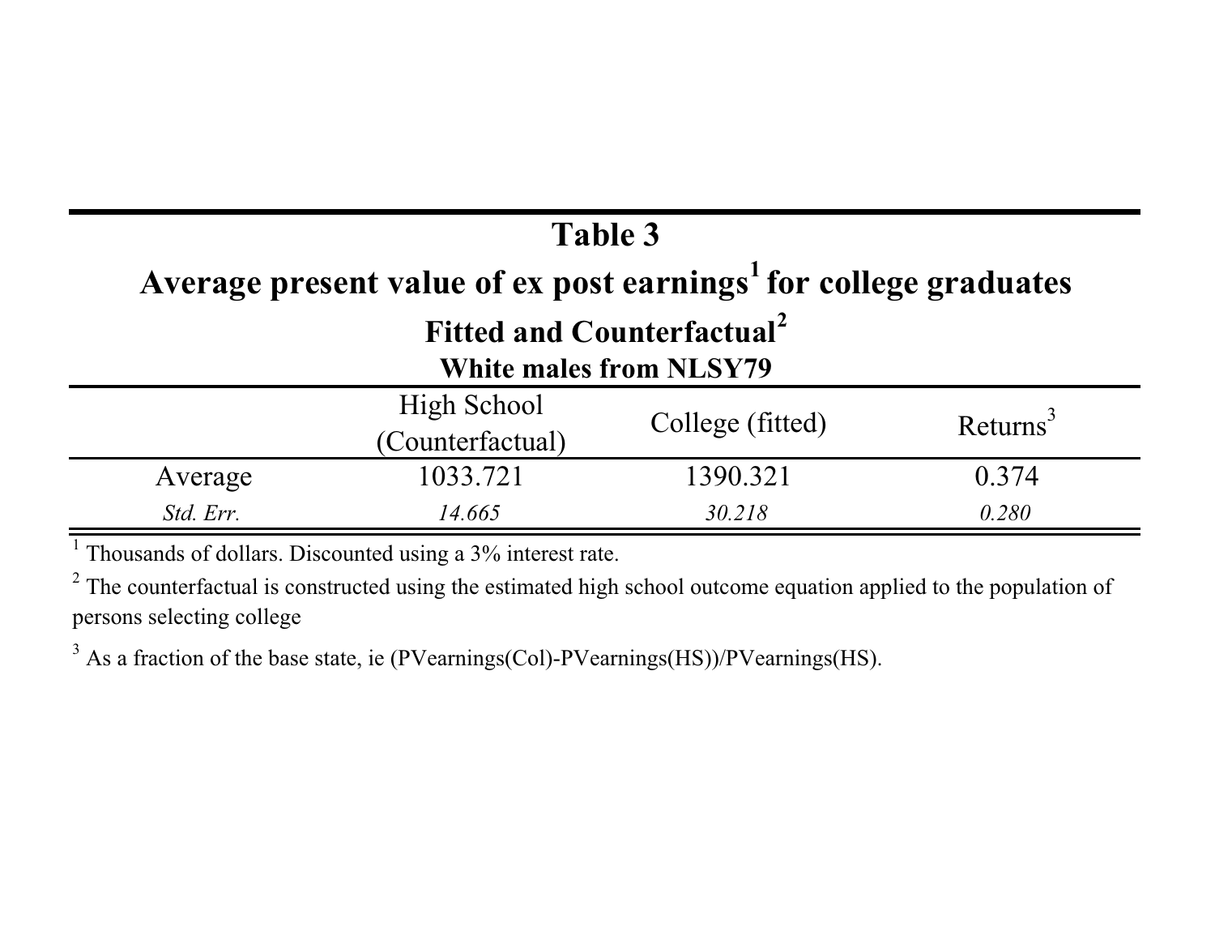## Table 3

### Average present value of ex post earnings[1] for college graduates

**Fitted and Counterfactual[2]**

**White males from NLSY79**

| | High School (Counterfactual) | College (fitted) | Returns[3] |
|---|---|---|---|
| Average | 1033.721 | 1390.321 | 0.374 |
| *Std. Err.* | *14.665* | *30.218* | *0.280* |

[1] Thousands of dollars. Discounted using a 3% interest rate.

[2] The counterfactual is constructed using the estimated high school outcome equation applied to the population of persons selecting college

[3] As a fraction of the base state, ie (PVearnings(Col)-PVearnings(HS))/PVearnings(HS).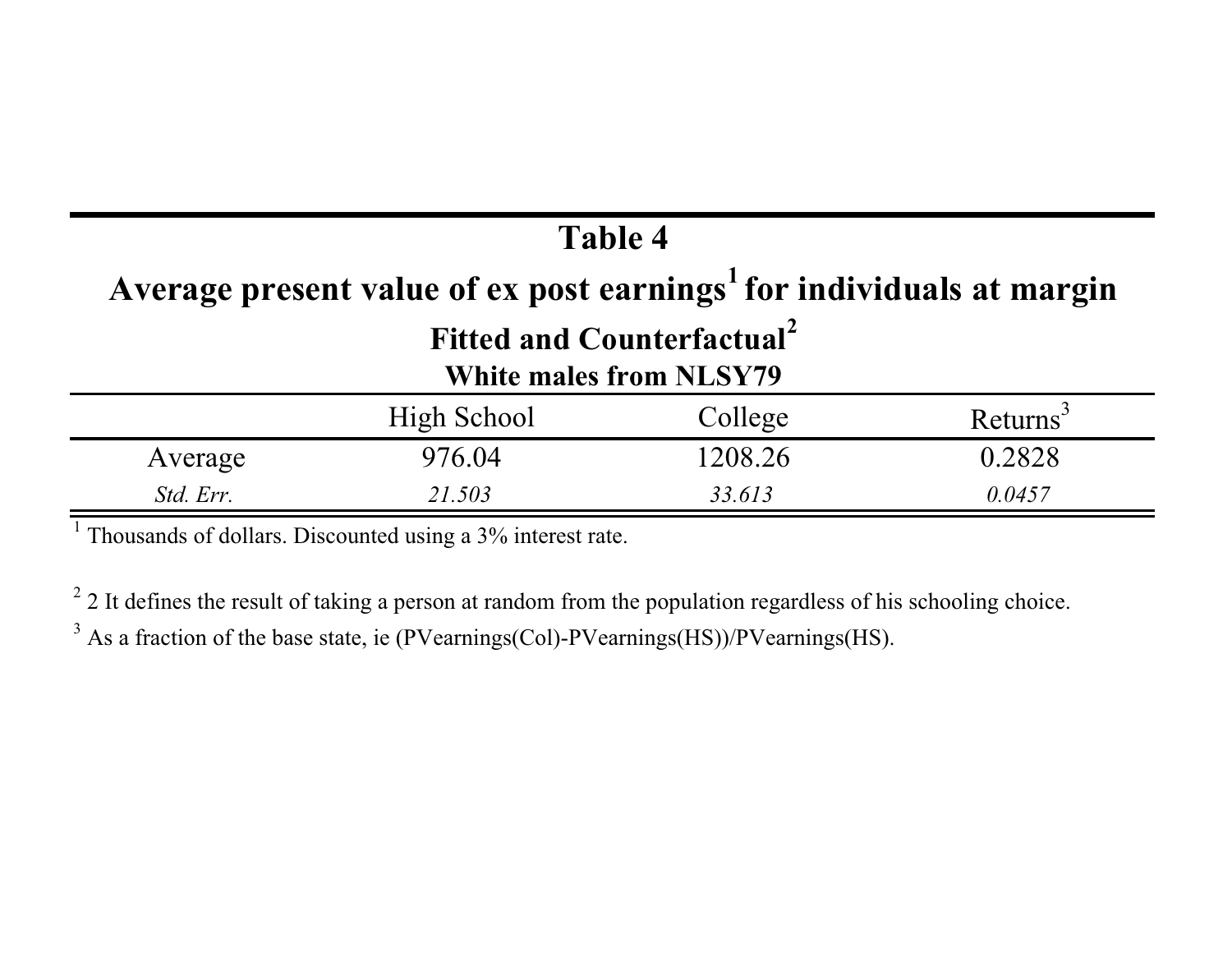## Table 4

### Average present value of ex post earnings[1] for individuals at margin

### Fitted and Counterfactual[2]

**White males from NLSY79**

| | High School | College | Returns[3] |
|---|---|---|---|
| Average | 976.04 | 1208.26 | 0.2828 |
| *Std. Err.* | *21.503* | *33.613* | *0.0457* |

[1] Thousands of dollars. Discounted using a 3% interest rate.

[2] 2 It defines the result of taking a person at random from the population regardless of his schooling choice.

[3] As a fraction of the base state, ie (PVearnings(Col)-PVearnings(HS))/PVearnings(HS).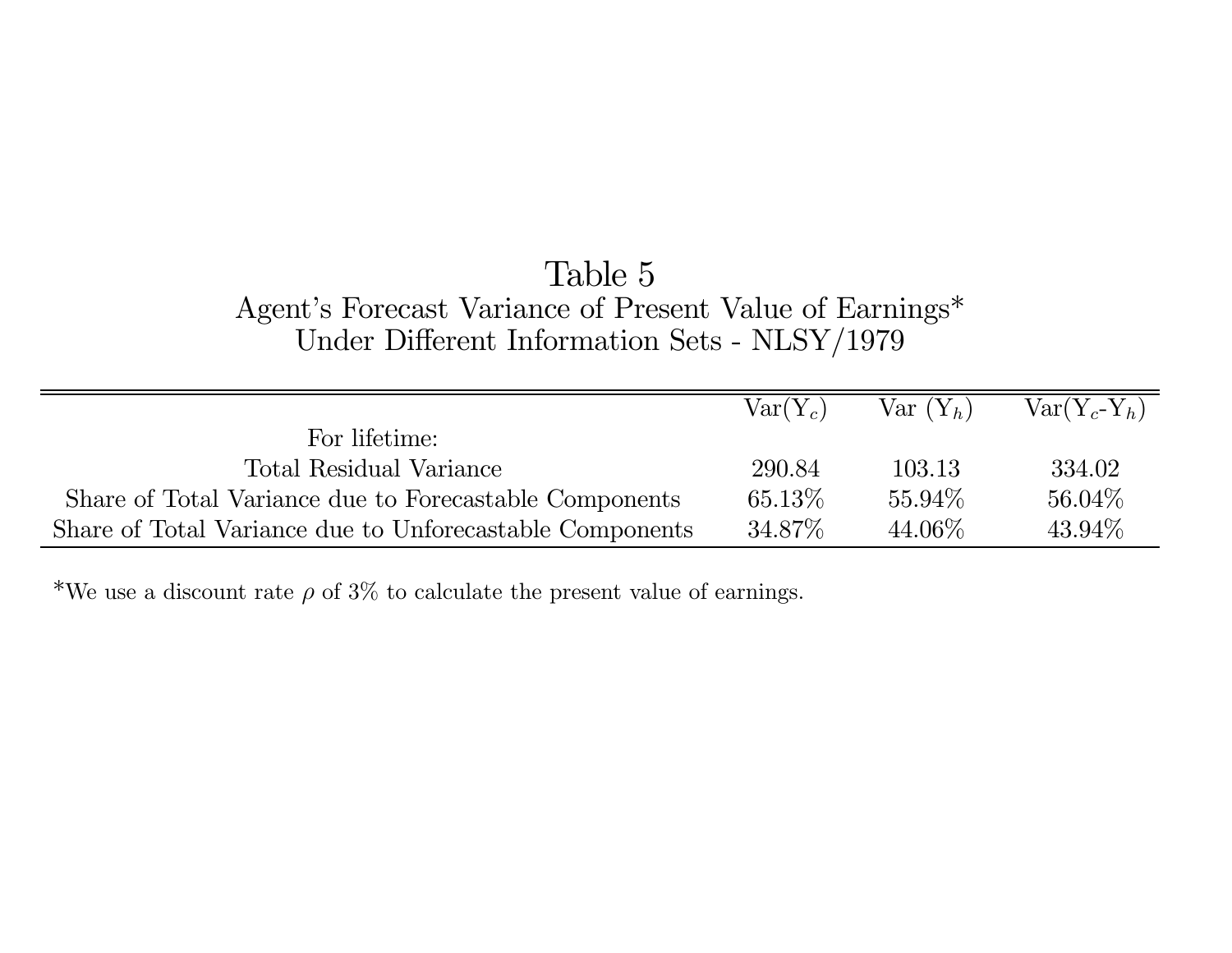# Table 5

## Agent's Forecast Variance of Present Value of Earnings*
## Under Different Information Sets - NLSY/1979

| | Var($Y_c$) | Var ($Y_h$) | Var($Y_c$-$Y_h$) |
|---|---|---|---|
| For lifetime: | | | |
| Total Residual Variance | 290.84 | 103.13 | 334.02 |
| Share of Total Variance due to Forecastable Components | 65.13% | 55.94% | 56.04% |
| Share of Total Variance due to Unforecastable Components | 34.87% | 44.06% | 43.94% |

*We use a discount rate $\rho$ of 3% to calculate the present value of earnings.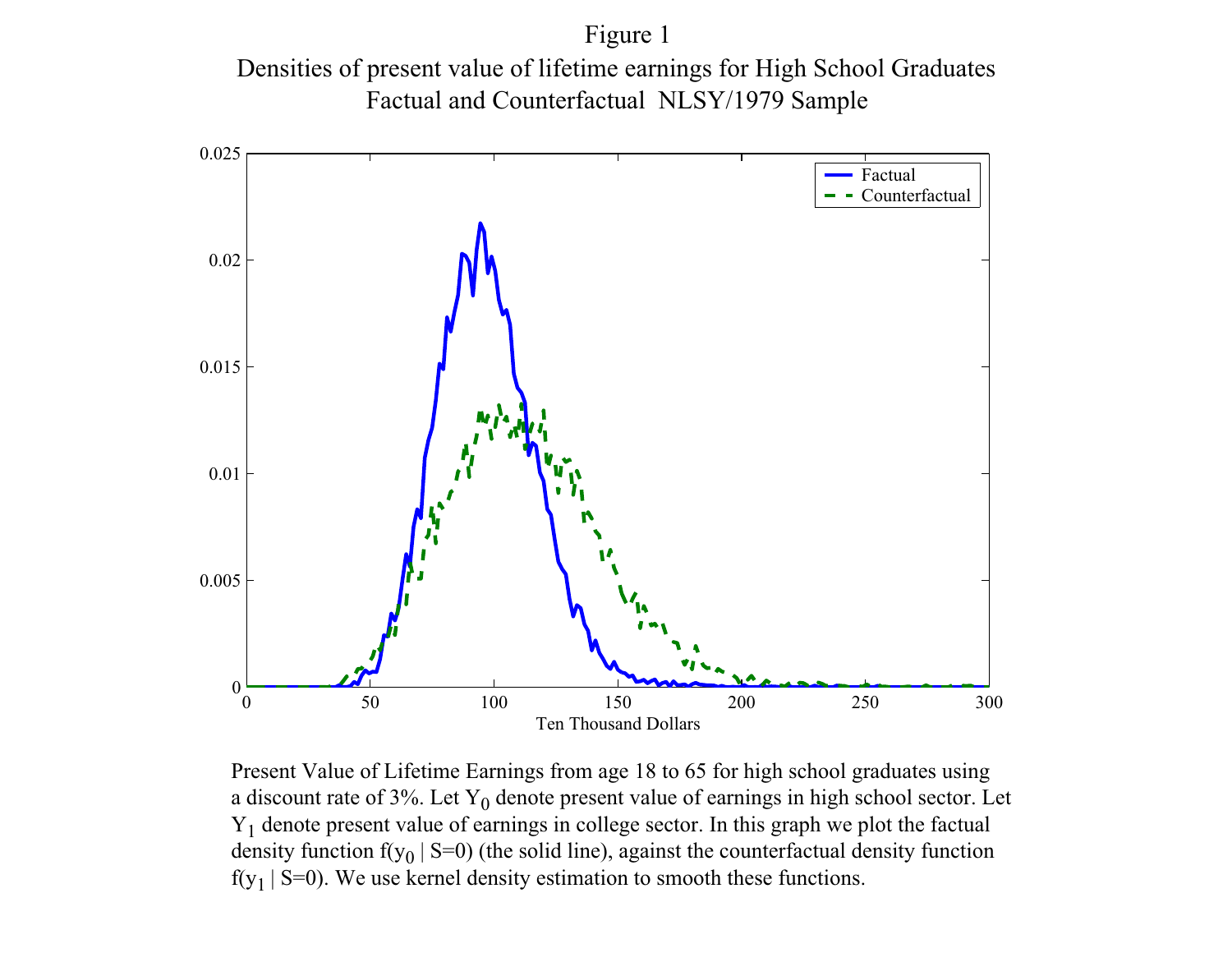Figure 1
Densities of present value of lifetime earnings for High School Graduates
Factual and Counterfactual NLSY/1979 Sample

Present Value of Lifetime Earnings from age 18 to 65 for high school graduates using a discount rate of 3%. Let $Y_0$ denote present value of earnings in high school sector. Let $Y_1$ denote present value of earnings in college sector. In this graph we plot the factual density function $f(y_0 \mid S=0)$ (the solid line), against the counterfactual density function $f(y_1 \mid S=0)$. We use kernel density estimation to smooth these functions.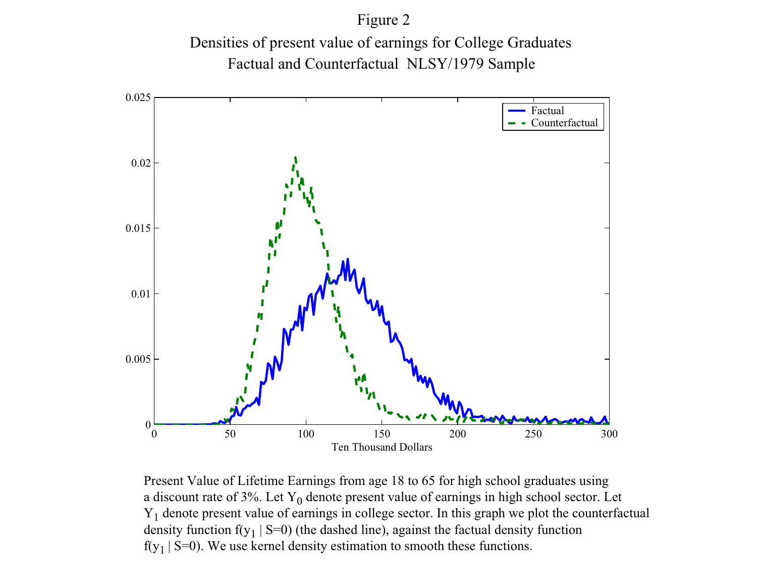Figure 2

Densities of present value of earnings for College Graduates

Factual and Counterfactual NLSY/1979 Sample

Present Value of Lifetime Earnings from age 18 to 65 for high school graduates using a discount rate of 3%. Let $Y_0$ denote present value of earnings in high school sector. Let $Y_1$ denote present value of earnings in college sector. In this graph we plot the counterfactual density function $f(y_1 \mid S=0)$ (the dashed line), against the factual density function $f(y_1 \mid S=0)$. We use kernel density estimation to smooth these functions.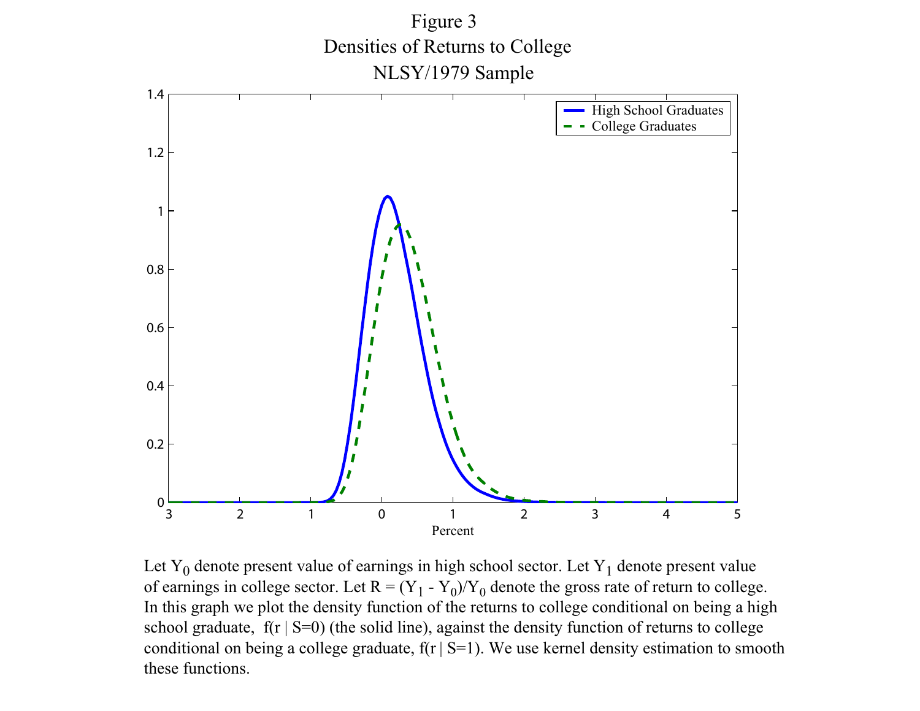Figure 3
Densities of Returns to College
NLSY/1979 Sample

Let $Y_0$ denote present value of earnings in high school sector. Let $Y_1$ denote present value of earnings in college sector. Let $R = (Y_1 - Y_0)/Y_0$ denote the gross rate of return to college. In this graph we plot the density function of the returns to college conditional on being a high school graduate, $f(r \mid S=0)$ (the solid line), against the density function of returns to college conditional on being a college graduate, $f(r \mid S=1)$. We use kernel density estimation to smooth these functions.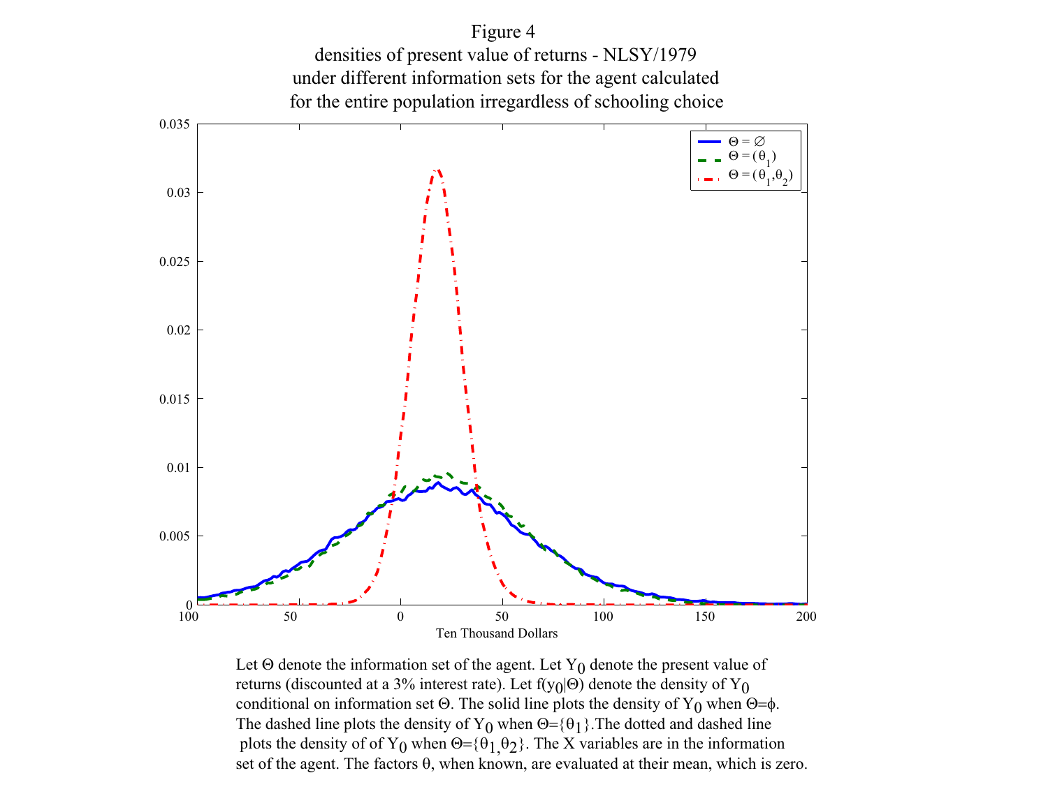Figure 4
densities of present value of returns - NLSY/1979
under different information sets for the agent calculated
for the entire population irregardless of schooling choice

Let $\Theta$ denote the information set of the agent. Let $Y_0$ denote the present value of returns (discounted at a 3% interest rate). Let $f(y_0|\Theta)$ denote the density of $Y_0$ conditional on information set $\Theta$. The solid line plots the density of $Y_0$ when $\Theta=\phi$. The dashed line plots the density of $Y_0$ when $\Theta=\{\theta_1\}$.The dotted and dashed line plots the density of of $Y_0$ when $\Theta=\{\theta_1,\theta_2\}$. The X variables are in the information set of the agent. The factors $\theta$, when known, are evaluated at their mean, which is zero.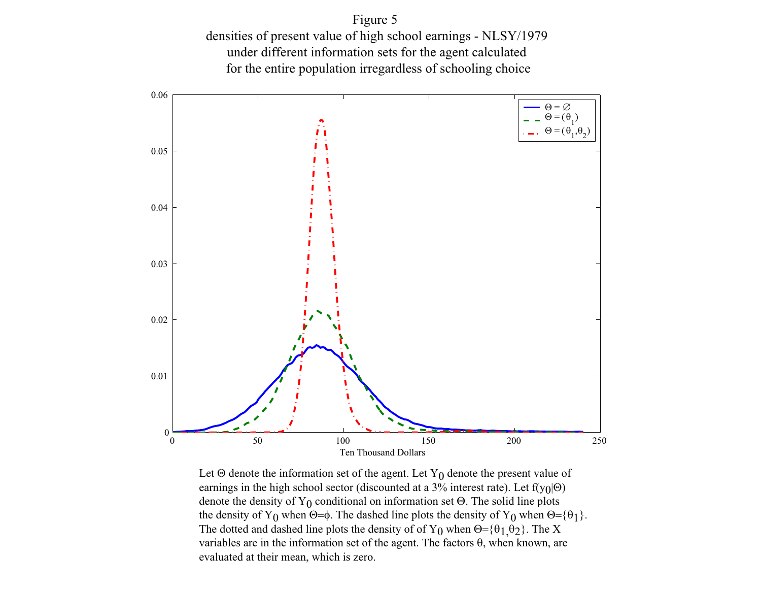Figure 5
densities of present value of high school earnings - NLSY/1979
under different information sets for the agent calculated
for the entire population irregardless of schooling choice

Let $\Theta$ denote the information set of the agent. Let $Y_0$ denote the present value of earnings in the high school sector (discounted at a 3% interest rate). Let $f(y_0|\Theta)$ denote the density of $Y_0$ conditional on information set $\Theta$. The solid line plots the density of $Y_0$ when $\Theta=\phi$. The dashed line plots the density of $Y_0$ when $\Theta=\{\theta_1\}$. The dotted and dashed line plots the density of of $Y_0$ when $\Theta=\{\theta_1,\theta_2\}$. The X variables are in the information set of the agent. The factors $\theta$, when known, are evaluated at their mean, which is zero.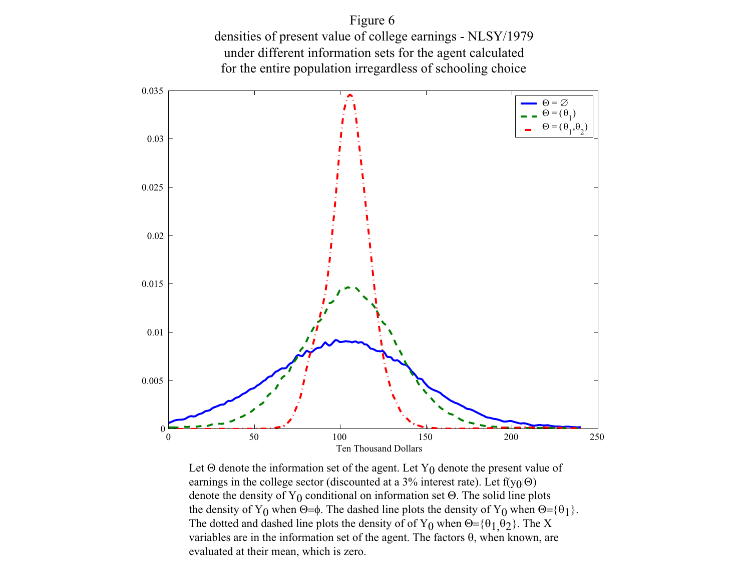Figure 6
densities of present value of college earnings - NLSY/1979
under different information sets for the agent calculated
for the entire population irregardless of schooling choice

0.035
0.03
0.025
0.02
0.015
0.01
0.005
0

0
50
100
150
200
250

Ten Thousand Dollars

$\Theta = \varnothing$
$\Theta = (\theta_1)$
$\Theta = (\theta_1, \theta_2)$

Let $\Theta$ denote the information set of the agent. Let $Y_0$ denote the present value of earnings in the college sector (discounted at a 3% interest rate). Let $f(y_0|\Theta)$ denote the density of $Y_0$ conditional on information set $\Theta$. The solid line plots the density of $Y_0$ when $\Theta=\phi$. The dashed line plots the density of $Y_0$ when $\Theta=\{\theta_1\}$. The dotted and dashed line plots the density of of $Y_0$ when $\Theta=\{\theta_1,\theta_2\}$. The X variables are in the information set of the agent. The factors $\theta$, when known, are evaluated at their mean, which is zero.